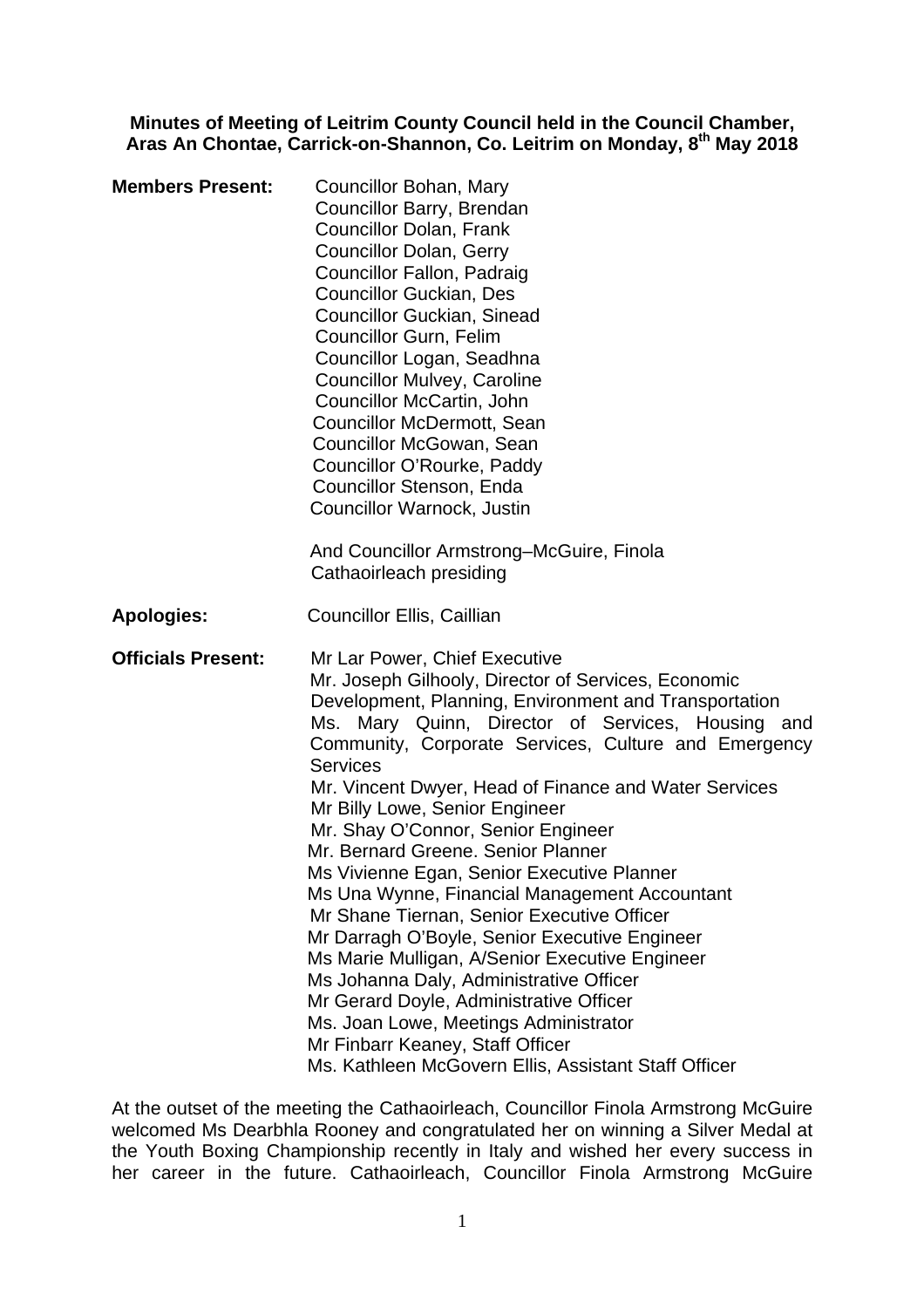**Minutes of Meeting of Leitrim County Council held in the Council Chamber, Aras An Chontae, Carrick-on-Shannon, Co. Leitrim on Monday, 8th May 2018**

**Members Present:**

Councillor Bohan, Mary
Councillor Barry, Brendan
Councillor Dolan, Frank
Councillor Dolan, Gerry
Councillor Fallon, Padraig
Councillor Guckian, Des
Councillor Guckian, Sinead
Councillor Gurn, Felim
Councillor Logan, Seadhna
Councillor Mulvey, Caroline
Councillor McCartin, John
Councillor McDermott, Sean
Councillor McGowan, Sean
Councillor O'Rourke, Paddy
Councillor Stenson, Enda
Councillor Warnock, Justin

And Councillor Armstrong–McGuire, Finola
Cathaoirleach presiding

**Apologies:** Councillor Ellis, Caillian

**Officials Present:**

Mr Lar Power, Chief Executive
Mr. Joseph Gilhooly, Director of Services, Economic Development, Planning, Environment and Transportation
Ms. Mary Quinn, Director of Services, Housing and Community, Corporate Services, Culture and Emergency Services
Mr. Vincent Dwyer, Head of Finance and Water Services
Mr Billy Lowe, Senior Engineer
Mr. Shay O'Connor, Senior Engineer
Mr. Bernard Greene. Senior Planner
Ms Vivienne Egan, Senior Executive Planner
Ms Una Wynne, Financial Management Accountant
Mr Shane Tiernan, Senior Executive Officer
Mr Darragh O'Boyle, Senior Executive Engineer
Ms Marie Mulligan, A/Senior Executive Engineer
Ms Johanna Daly, Administrative Officer
Mr Gerard Doyle, Administrative Officer
Ms. Joan Lowe, Meetings Administrator
Mr Finbarr Keaney, Staff Officer
Ms. Kathleen McGovern Ellis, Assistant Staff Officer

At the outset of the meeting the Cathaoirleach, Councillor Finola Armstrong McGuire welcomed Ms Dearbhla Rooney and congratulated her on winning a Silver Medal at the Youth Boxing Championship recently in Italy and wished her every success in her career in the future. Cathaoirleach, Councillor Finola Armstrong McGuire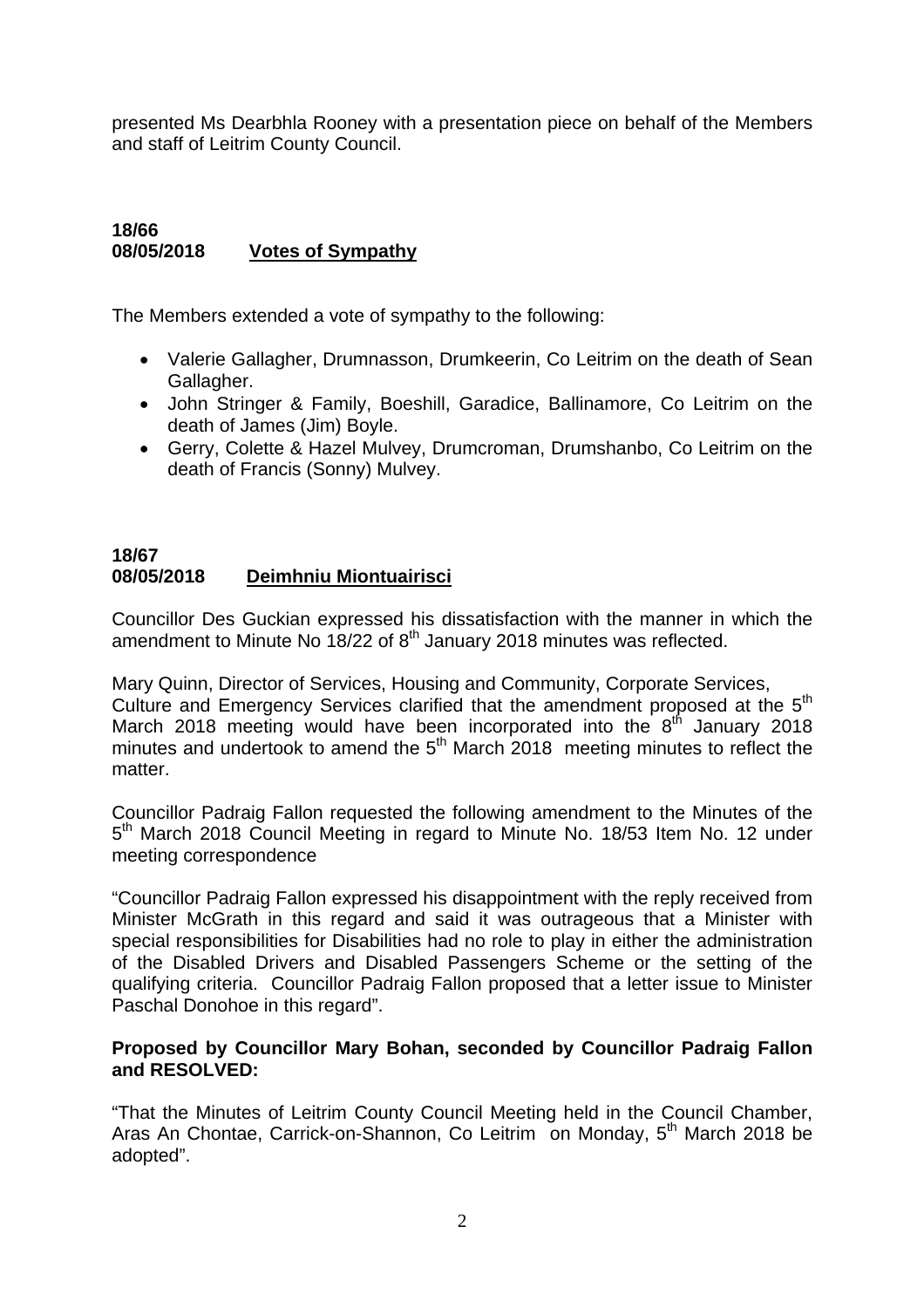presented Ms Dearbhla Rooney with a presentation piece on behalf of the Members and staff of Leitrim County Council.

**18/66**
**08/05/2018 Votes of Sympathy**

The Members extended a vote of sympathy to the following:

- Valerie Gallagher, Drumnasson, Drumkeerin, Co Leitrim on the death of Sean Gallagher.
- John Stringer & Family, Boeshill, Garadice, Ballinamore, Co Leitrim on the death of James (Jim) Boyle.
- Gerry, Colette & Hazel Mulvey, Drumcroman, Drumshanbo, Co Leitrim on the death of Francis (Sonny) Mulvey.

**18/67**
**08/05/2018 Deimhniu Miontuairisci**

Councillor Des Guckian expressed his dissatisfaction with the manner in which the amendment to Minute No 18/22 of 8th January 2018 minutes was reflected.

Mary Quinn, Director of Services, Housing and Community, Corporate Services, Culture and Emergency Services clarified that the amendment proposed at the 5th March 2018 meeting would have been incorporated into the 8th January 2018 minutes and undertook to amend the 5th March 2018 meeting minutes to reflect the matter.

Councillor Padraig Fallon requested the following amendment to the Minutes of the 5th March 2018 Council Meeting in regard to Minute No. 18/53 Item No. 12 under meeting correspondence

"Councillor Padraig Fallon expressed his disappointment with the reply received from Minister McGrath in this regard and said it was outrageous that a Minister with special responsibilities for Disabilities had no role to play in either the administration of the Disabled Drivers and Disabled Passengers Scheme or the setting of the qualifying criteria. Councillor Padraig Fallon proposed that a letter issue to Minister Paschal Donohoe in this regard".

**Proposed by Councillor Mary Bohan, seconded by Councillor Padraig Fallon and RESOLVED:**

"That the Minutes of Leitrim County Council Meeting held in the Council Chamber, Aras An Chontae, Carrick-on-Shannon, Co Leitrim on Monday, 5th March 2018 be adopted".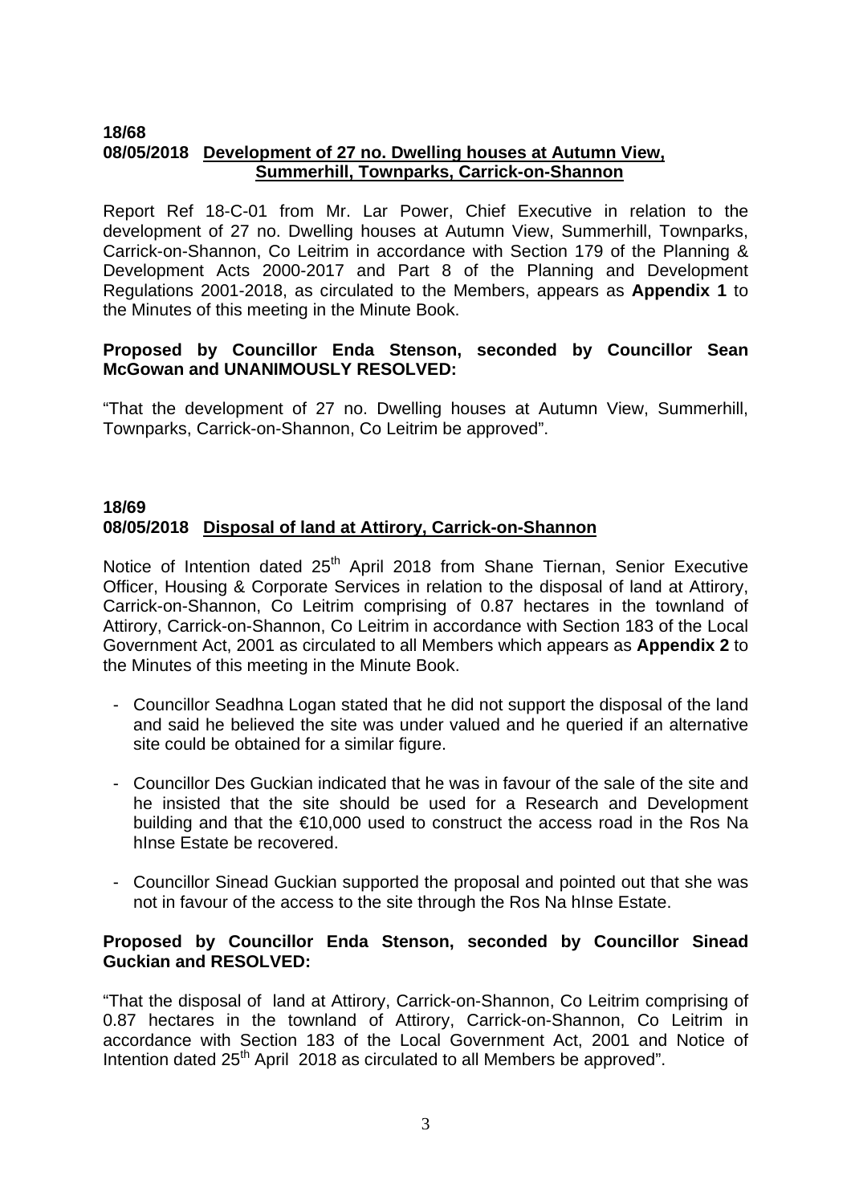**18/68**
**08/05/2018 Development of 27 no. Dwelling houses at Autumn View, Summerhill, Townparks, Carrick-on-Shannon**

Report Ref 18-C-01 from Mr. Lar Power, Chief Executive in relation to the development of 27 no. Dwelling houses at Autumn View, Summerhill, Townparks, Carrick-on-Shannon, Co Leitrim in accordance with Section 179 of the Planning & Development Acts 2000-2017 and Part 8 of the Planning and Development Regulations 2001-2018, as circulated to the Members, appears as **Appendix 1** to the Minutes of this meeting in the Minute Book.

**Proposed by Councillor Enda Stenson, seconded by Councillor Sean McGowan and UNANIMOUSLY RESOLVED:**

"That the development of 27 no. Dwelling houses at Autumn View, Summerhill, Townparks, Carrick-on-Shannon, Co Leitrim be approved".

**18/69**
**08/05/2018 Disposal of land at Attirory, Carrick-on-Shannon**

Notice of Intention dated 25th April 2018 from Shane Tiernan, Senior Executive Officer, Housing & Corporate Services in relation to the disposal of land at Attirory, Carrick-on-Shannon, Co Leitrim comprising of 0.87 hectares in the townland of Attirory, Carrick-on-Shannon, Co Leitrim in accordance with Section 183 of the Local Government Act, 2001 as circulated to all Members which appears as **Appendix 2** to the Minutes of this meeting in the Minute Book.

- Councillor Seadhna Logan stated that he did not support the disposal of the land and said he believed the site was under valued and he queried if an alternative site could be obtained for a similar figure.
- Councillor Des Guckian indicated that he was in favour of the sale of the site and he insisted that the site should be used for a Research and Development building and that the €10,000 used to construct the access road in the Ros Na hInse Estate be recovered.
- Councillor Sinead Guckian supported the proposal and pointed out that she was not in favour of the access to the site through the Ros Na hInse Estate.

**Proposed by Councillor Enda Stenson, seconded by Councillor Sinead Guckian and RESOLVED:**

"That the disposal of land at Attirory, Carrick-on-Shannon, Co Leitrim comprising of 0.87 hectares in the townland of Attirory, Carrick-on-Shannon, Co Leitrim in accordance with Section 183 of the Local Government Act, 2001 and Notice of Intention dated 25th April 2018 as circulated to all Members be approved".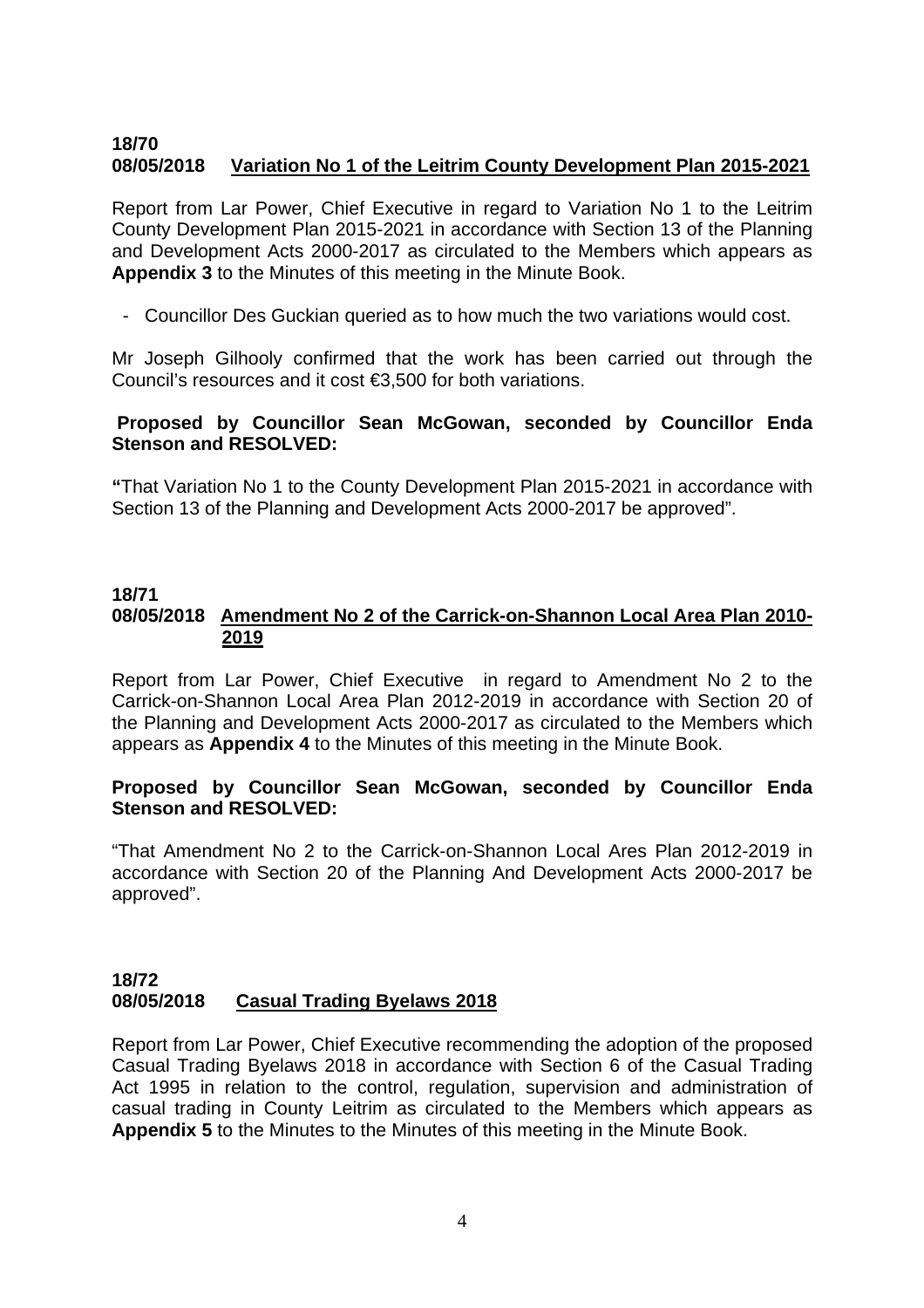**18/70**
**08/05/2018 <u>Variation No 1 of the Leitrim County Development Plan 2015-2021</u>**

Report from Lar Power, Chief Executive in regard to Variation No 1 to the Leitrim County Development Plan 2015-2021 in accordance with Section 13 of the Planning and Development Acts 2000-2017 as circulated to the Members which appears as **Appendix 3** to the Minutes of this meeting in the Minute Book.

- Councillor Des Guckian queried as to how much the two variations would cost.

Mr Joseph Gilhooly confirmed that the work has been carried out through the Council's resources and it cost €3,500 for both variations.

**Proposed by Councillor Sean McGowan, seconded by Councillor Enda Stenson and RESOLVED:**

**"**That Variation No 1 to the County Development Plan 2015-2021 in accordance with Section 13 of the Planning and Development Acts 2000-2017 be approved".

**18/71**
**08/05/2018 <u>Amendment No 2 of the Carrick-on-Shannon Local Area Plan 2010-2019</u>**

Report from Lar Power, Chief Executive in regard to Amendment No 2 to the Carrick-on-Shannon Local Area Plan 2012-2019 in accordance with Section 20 of the Planning and Development Acts 2000-2017 as circulated to the Members which appears as **Appendix 4** to the Minutes of this meeting in the Minute Book.

**Proposed by Councillor Sean McGowan, seconded by Councillor Enda Stenson and RESOLVED:**

"That Amendment No 2 to the Carrick-on-Shannon Local Ares Plan 2012-2019 in accordance with Section 20 of the Planning And Development Acts 2000-2017 be approved".

**18/72**
**08/05/2018 <u>Casual Trading Byelaws 2018</u>**

Report from Lar Power, Chief Executive recommending the adoption of the proposed Casual Trading Byelaws 2018 in accordance with Section 6 of the Casual Trading Act 1995 in relation to the control, regulation, supervision and administration of casual trading in County Leitrim as circulated to the Members which appears as **Appendix 5** to the Minutes to the Minutes of this meeting in the Minute Book.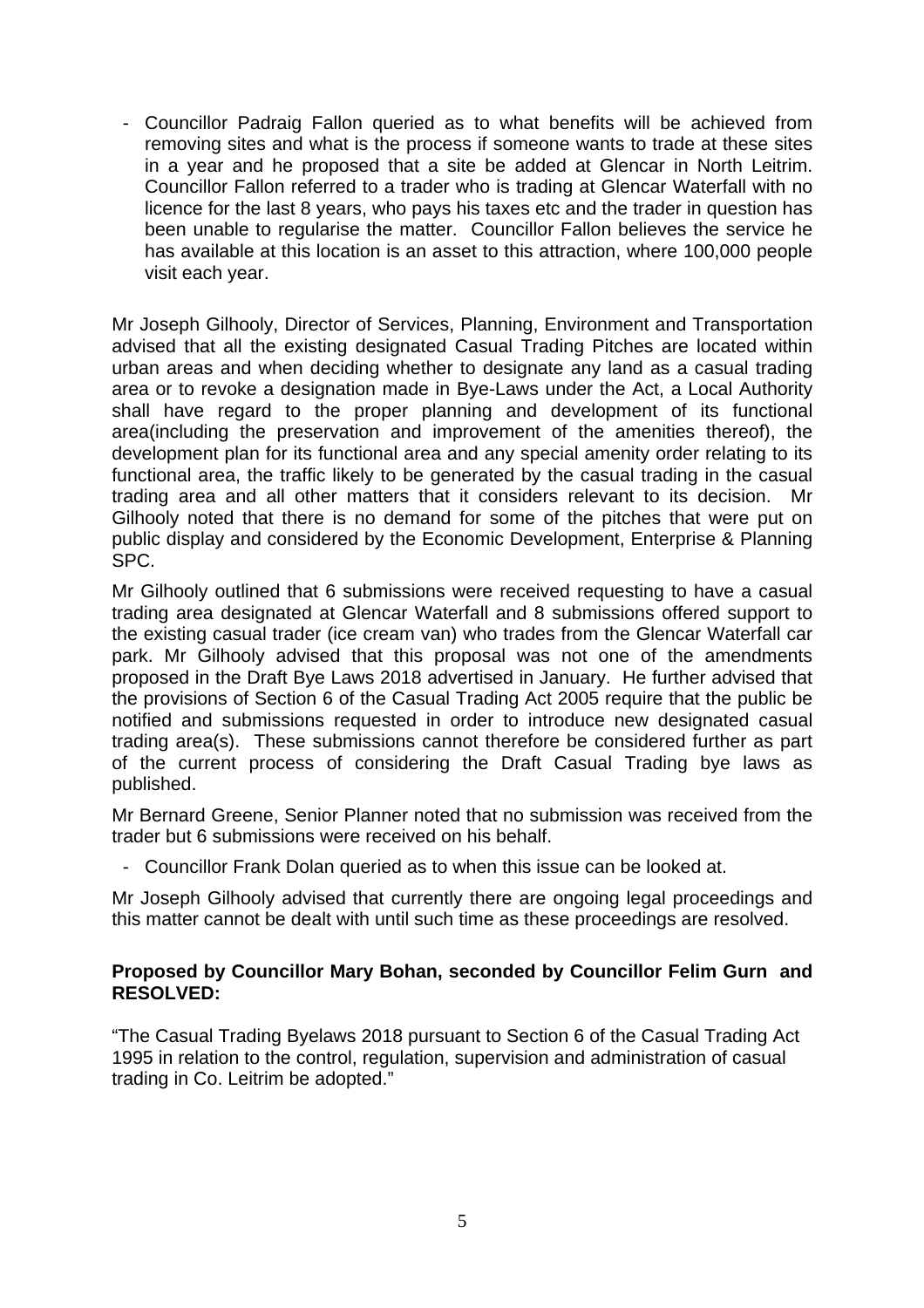- Councillor Padraig Fallon queried as to what benefits will be achieved from removing sites and what is the process if someone wants to trade at these sites in a year and he proposed that a site be added at Glencar in North Leitrim. Councillor Fallon referred to a trader who is trading at Glencar Waterfall with no licence for the last 8 years, who pays his taxes etc and the trader in question has been unable to regularise the matter. Councillor Fallon believes the service he has available at this location is an asset to this attraction, where 100,000 people visit each year.

Mr Joseph Gilhooly, Director of Services, Planning, Environment and Transportation advised that all the existing designated Casual Trading Pitches are located within urban areas and when deciding whether to designate any land as a casual trading area or to revoke a designation made in Bye-Laws under the Act, a Local Authority shall have regard to the proper planning and development of its functional area(including the preservation and improvement of the amenities thereof), the development plan for its functional area and any special amenity order relating to its functional area, the traffic likely to be generated by the casual trading in the casual trading area and all other matters that it considers relevant to its decision. Mr Gilhooly noted that there is no demand for some of the pitches that were put on public display and considered by the Economic Development, Enterprise & Planning SPC.

Mr Gilhooly outlined that 6 submissions were received requesting to have a casual trading area designated at Glencar Waterfall and 8 submissions offered support to the existing casual trader (ice cream van) who trades from the Glencar Waterfall car park. Mr Gilhooly advised that this proposal was not one of the amendments proposed in the Draft Bye Laws 2018 advertised in January. He further advised that the provisions of Section 6 of the Casual Trading Act 2005 require that the public be notified and submissions requested in order to introduce new designated casual trading area(s). These submissions cannot therefore be considered further as part of the current process of considering the Draft Casual Trading bye laws as published.

Mr Bernard Greene, Senior Planner noted that no submission was received from the trader but 6 submissions were received on his behalf.

- Councillor Frank Dolan queried as to when this issue can be looked at.

Mr Joseph Gilhooly advised that currently there are ongoing legal proceedings and this matter cannot be dealt with until such time as these proceedings are resolved.

**Proposed by Councillor Mary Bohan, seconded by Councillor Felim Gurn and RESOLVED:**

"The Casual Trading Byelaws 2018 pursuant to Section 6 of the Casual Trading Act 1995 in relation to the control, regulation, supervision and administration of casual trading in Co. Leitrim be adopted."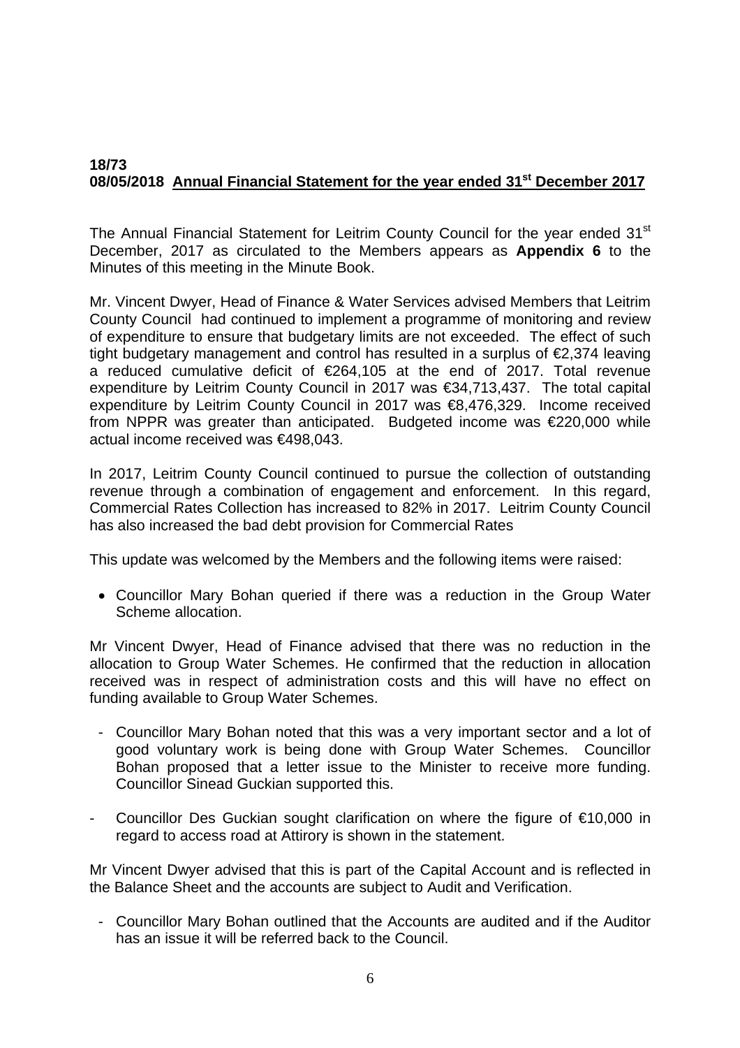**18/73**
**08/05/2018 Annual Financial Statement for the year ended 31st December 2017**

The Annual Financial Statement for Leitrim County Council for the year ended 31st December, 2017 as circulated to the Members appears as **Appendix 6** to the Minutes of this meeting in the Minute Book.

Mr. Vincent Dwyer, Head of Finance & Water Services advised Members that Leitrim County Council had continued to implement a programme of monitoring and review of expenditure to ensure that budgetary limits are not exceeded. The effect of such tight budgetary management and control has resulted in a surplus of €2,374 leaving a reduced cumulative deficit of €264,105 at the end of 2017. Total revenue expenditure by Leitrim County Council in 2017 was €34,713,437. The total capital expenditure by Leitrim County Council in 2017 was €8,476,329. Income received from NPPR was greater than anticipated. Budgeted income was €220,000 while actual income received was €498,043.

In 2017, Leitrim County Council continued to pursue the collection of outstanding revenue through a combination of engagement and enforcement. In this regard, Commercial Rates Collection has increased to 82% in 2017. Leitrim County Council has also increased the bad debt provision for Commercial Rates

This update was welcomed by the Members and the following items were raised:

- Councillor Mary Bohan queried if there was a reduction in the Group Water Scheme allocation.

Mr Vincent Dwyer, Head of Finance advised that there was no reduction in the allocation to Group Water Schemes. He confirmed that the reduction in allocation received was in respect of administration costs and this will have no effect on funding available to Group Water Schemes.

- Councillor Mary Bohan noted that this was a very important sector and a lot of good voluntary work is being done with Group Water Schemes. Councillor Bohan proposed that a letter issue to the Minister to receive more funding. Councillor Sinead Guckian supported this.

- Councillor Des Guckian sought clarification on where the figure of €10,000 in regard to access road at Attirory is shown in the statement.

Mr Vincent Dwyer advised that this is part of the Capital Account and is reflected in the Balance Sheet and the accounts are subject to Audit and Verification.

- Councillor Mary Bohan outlined that the Accounts are audited and if the Auditor has an issue it will be referred back to the Council.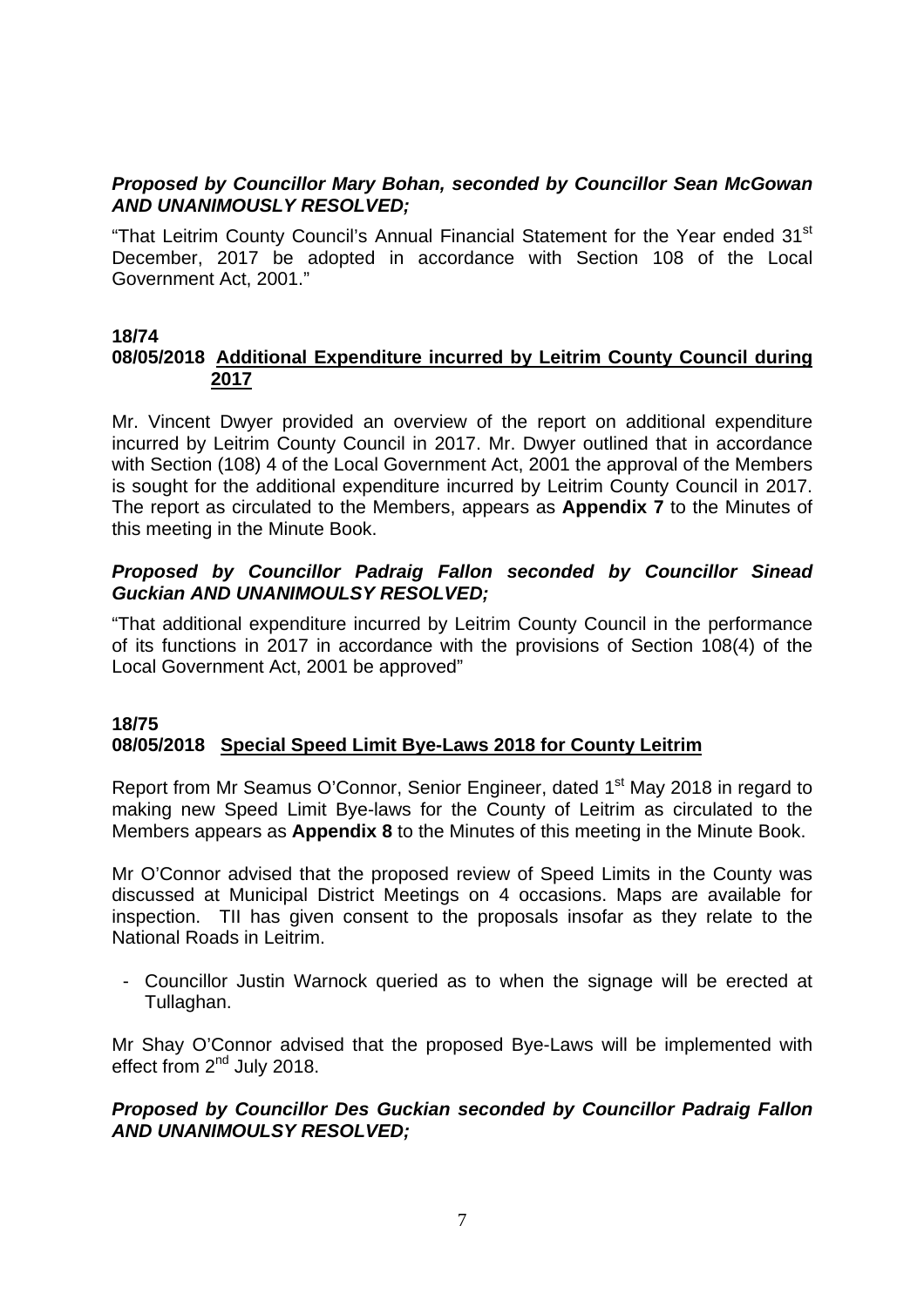***Proposed by Councillor Mary Bohan, seconded by Councillor Sean McGowan AND UNANIMOUSLY RESOLVED;***

"That Leitrim County Council's Annual Financial Statement for the Year ended 31st December, 2017 be adopted in accordance with Section 108 of the Local Government Act, 2001."

**18/74**
**08/05/2018 <u>Additional Expenditure incurred by Leitrim County Council during 2017</u>**

Mr. Vincent Dwyer provided an overview of the report on additional expenditure incurred by Leitrim County Council in 2017. Mr. Dwyer outlined that in accordance with Section (108) 4 of the Local Government Act, 2001 the approval of the Members is sought for the additional expenditure incurred by Leitrim County Council in 2017. The report as circulated to the Members, appears as **Appendix 7** to the Minutes of this meeting in the Minute Book.

***Proposed by Councillor Padraig Fallon seconded by Councillor Sinead Guckian AND UNANIMOULSY RESOLVED;***

"That additional expenditure incurred by Leitrim County Council in the performance of its functions in 2017 in accordance with the provisions of Section 108(4) of the Local Government Act, 2001 be approved"

**18/75**
**08/05/2018 <u>Special Speed Limit Bye-Laws 2018 for County Leitrim</u>**

Report from Mr Seamus O'Connor, Senior Engineer, dated 1st May 2018 in regard to making new Speed Limit Bye-laws for the County of Leitrim as circulated to the Members appears as **Appendix 8** to the Minutes of this meeting in the Minute Book.

Mr O'Connor advised that the proposed review of Speed Limits in the County was discussed at Municipal District Meetings on 4 occasions. Maps are available for inspection. TII has given consent to the proposals insofar as they relate to the National Roads in Leitrim.

- Councillor Justin Warnock queried as to when the signage will be erected at Tullaghan.

Mr Shay O'Connor advised that the proposed Bye-Laws will be implemented with effect from 2nd July 2018.

***Proposed by Councillor Des Guckian seconded by Councillor Padraig Fallon AND UNANIMOULSY RESOLVED;***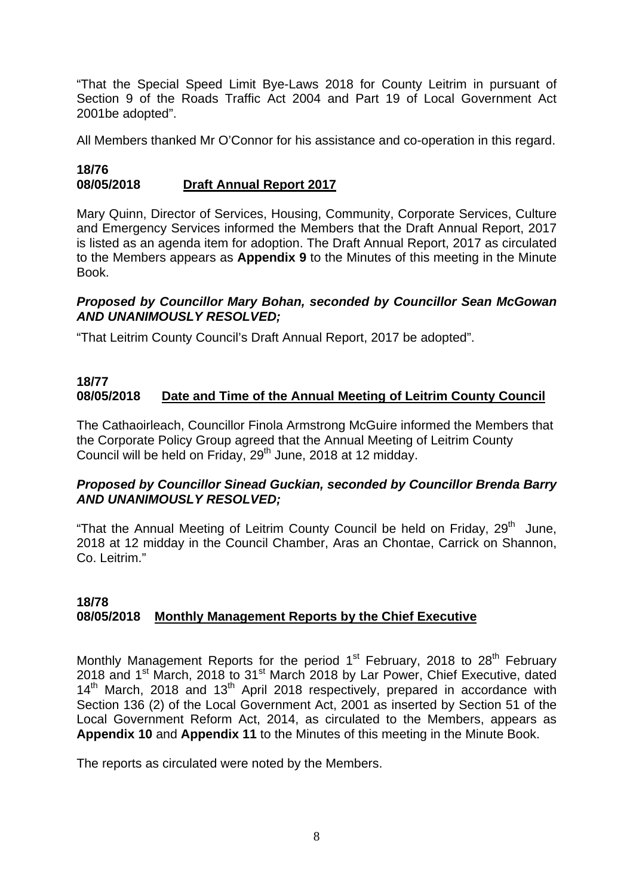"That the Special Speed Limit Bye-Laws 2018 for County Leitrim in pursuant of Section 9 of the Roads Traffic Act 2004 and Part 19 of Local Government Act 2001be adopted".

All Members thanked Mr O'Connor for his assistance and co-operation in this regard.

**18/76**
**08/05/2018 Draft Annual Report 2017**

Mary Quinn, Director of Services, Housing, Community, Corporate Services, Culture and Emergency Services informed the Members that the Draft Annual Report, 2017 is listed as an agenda item for adoption. The Draft Annual Report, 2017 as circulated to the Members appears as **Appendix 9** to the Minutes of this meeting in the Minute Book.

***Proposed by Councillor Mary Bohan, seconded by Councillor Sean McGowan AND UNANIMOUSLY RESOLVED;***

"That Leitrim County Council's Draft Annual Report, 2017 be adopted".

**18/77**
**08/05/2018 Date and Time of the Annual Meeting of Leitrim County Council**

The Cathaoirleach, Councillor Finola Armstrong McGuire informed the Members that the Corporate Policy Group agreed that the Annual Meeting of Leitrim County Council will be held on Friday, 29th June, 2018 at 12 midday.

***Proposed by Councillor Sinead Guckian, seconded by Councillor Brenda Barry AND UNANIMOUSLY RESOLVED;***

"That the Annual Meeting of Leitrim County Council be held on Friday, 29th June, 2018 at 12 midday in the Council Chamber, Aras an Chontae, Carrick on Shannon, Co. Leitrim."

**18/78**
**08/05/2018 Monthly Management Reports by the Chief Executive**

Monthly Management Reports for the period 1st February, 2018 to 28th February 2018 and 1st March, 2018 to 31st March 2018 by Lar Power, Chief Executive, dated 14th March, 2018 and 13th April 2018 respectively, prepared in accordance with Section 136 (2) of the Local Government Act, 2001 as inserted by Section 51 of the Local Government Reform Act, 2014, as circulated to the Members, appears as **Appendix 10** and **Appendix 11** to the Minutes of this meeting in the Minute Book.

The reports as circulated were noted by the Members.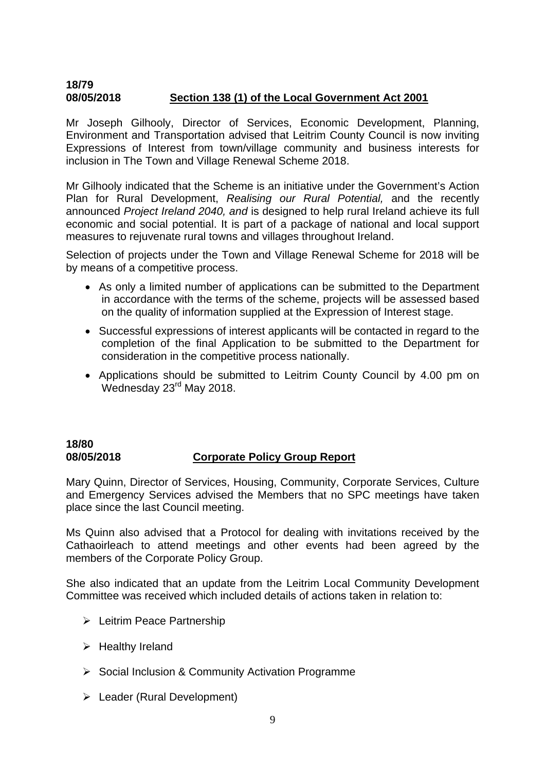**18/79**
**08/05/2018** **Section 138 (1) of the Local Government Act 2001**

Mr Joseph Gilhooly, Director of Services, Economic Development, Planning, Environment and Transportation advised that Leitrim County Council is now inviting Expressions of Interest from town/village community and business interests for inclusion in The Town and Village Renewal Scheme 2018.

Mr Gilhooly indicated that the Scheme is an initiative under the Government's Action Plan for Rural Development, *Realising our Rural Potential,* and the recently announced *Project Ireland 2040, and* is designed to help rural Ireland achieve its full economic and social potential. It is part of a package of national and local support measures to rejuvenate rural towns and villages throughout Ireland.

Selection of projects under the Town and Village Renewal Scheme for 2018 will be by means of a competitive process.

- As only a limited number of applications can be submitted to the Department in accordance with the terms of the scheme, projects will be assessed based on the quality of information supplied at the Expression of Interest stage.
- Successful expressions of interest applicants will be contacted in regard to the completion of the final Application to be submitted to the Department for consideration in the competitive process nationally.
- Applications should be submitted to Leitrim County Council by 4.00 pm on Wednesday 23rd May 2018.

**18/80**
**08/05/2018** **Corporate Policy Group Report**

Mary Quinn, Director of Services, Housing, Community, Corporate Services, Culture and Emergency Services advised the Members that no SPC meetings have taken place since the last Council meeting.

Ms Quinn also advised that a Protocol for dealing with invitations received by the Cathaoirleach to attend meetings and other events had been agreed by the members of the Corporate Policy Group.

She also indicated that an update from the Leitrim Local Community Development Committee was received which included details of actions taken in relation to:

- Leitrim Peace Partnership
- Healthy Ireland
- Social Inclusion & Community Activation Programme
- Leader (Rural Development)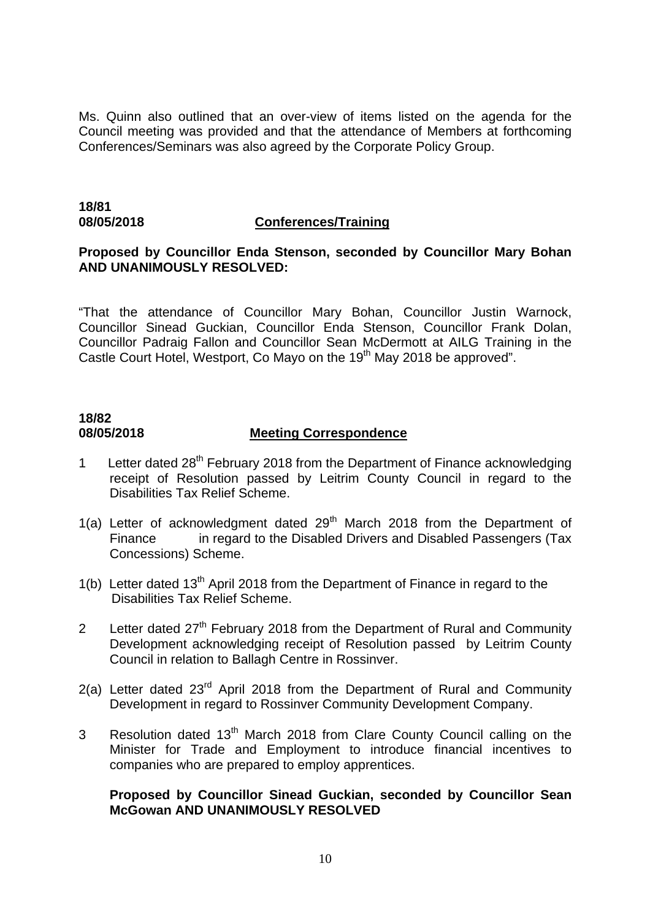Ms. Quinn also outlined that an over-view of items listed on the agenda for the Council meeting was provided and that the attendance of Members at forthcoming Conferences/Seminars was also agreed by the Corporate Policy Group.

**18/81**
**08/05/2018** **Conferences/Training**

**Proposed by Councillor Enda Stenson, seconded by Councillor Mary Bohan AND UNANIMOUSLY RESOLVED:**

"That the attendance of Councillor Mary Bohan, Councillor Justin Warnock, Councillor Sinead Guckian, Councillor Enda Stenson, Councillor Frank Dolan, Councillor Padraig Fallon and Councillor Sean McDermott at AILG Training in the Castle Court Hotel, Westport, Co Mayo on the 19th May 2018 be approved".

**18/82**
**08/05/2018** **Meeting Correspondence**

1 Letter dated 28th February 2018 from the Department of Finance acknowledging receipt of Resolution passed by Leitrim County Council in regard to the Disabilities Tax Relief Scheme.

1(a) Letter of acknowledgment dated 29th March 2018 from the Department of Finance in regard to the Disabled Drivers and Disabled Passengers (Tax Concessions) Scheme.

1(b) Letter dated 13th April 2018 from the Department of Finance in regard to the Disabilities Tax Relief Scheme.

2 Letter dated 27th February 2018 from the Department of Rural and Community Development acknowledging receipt of Resolution passed by Leitrim County Council in relation to Ballagh Centre in Rossinver.

2(a) Letter dated 23rd April 2018 from the Department of Rural and Community Development in regard to Rossinver Community Development Company.

3 Resolution dated 13th March 2018 from Clare County Council calling on the Minister for Trade and Employment to introduce financial incentives to companies who are prepared to employ apprentices.

**Proposed by Councillor Sinead Guckian, seconded by Councillor Sean McGowan AND UNANIMOUSLY RESOLVED**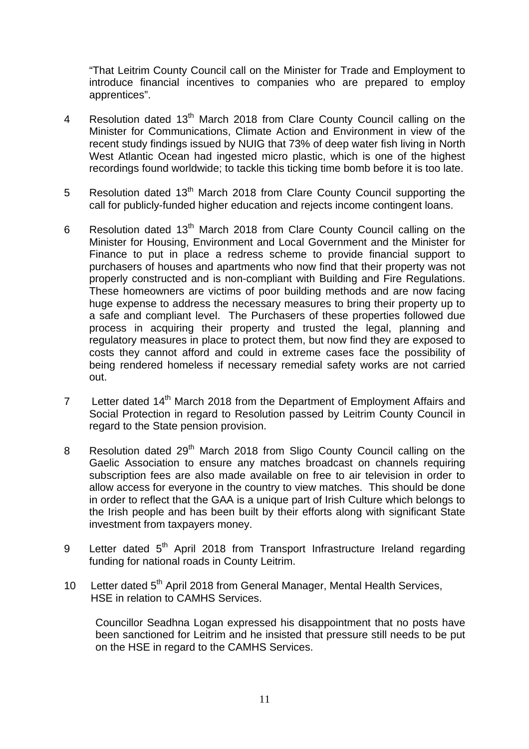"That Leitrim County Council call on the Minister for Trade and Employment to introduce financial incentives to companies who are prepared to employ apprentices".

4. Resolution dated 13th March 2018 from Clare County Council calling on the Minister for Communications, Climate Action and Environment in view of the recent study findings issued by NUIG that 73% of deep water fish living in North West Atlantic Ocean had ingested micro plastic, which is one of the highest recordings found worldwide; to tackle this ticking time bomb before it is too late.

5. Resolution dated 13th March 2018 from Clare County Council supporting the call for publicly-funded higher education and rejects income contingent loans.

6. Resolution dated 13th March 2018 from Clare County Council calling on the Minister for Housing, Environment and Local Government and the Minister for Finance to put in place a redress scheme to provide financial support to purchasers of houses and apartments who now find that their property was not properly constructed and is non-compliant with Building and Fire Regulations. These homeowners are victims of poor building methods and are now facing huge expense to address the necessary measures to bring their property up to a safe and compliant level. The Purchasers of these properties followed due process in acquiring their property and trusted the legal, planning and regulatory measures in place to protect them, but now find they are exposed to costs they cannot afford and could in extreme cases face the possibility of being rendered homeless if necessary remedial safety works are not carried out.

7. Letter dated 14th March 2018 from the Department of Employment Affairs and Social Protection in regard to Resolution passed by Leitrim County Council in regard to the State pension provision.

8. Resolution dated 29th March 2018 from Sligo County Council calling on the Gaelic Association to ensure any matches broadcast on channels requiring subscription fees are also made available on free to air television in order to allow access for everyone in the country to view matches. This should be done in order to reflect that the GAA is a unique part of Irish Culture which belongs to the Irish people and has been built by their efforts along with significant State investment from taxpayers money.

9. Letter dated 5th April 2018 from Transport Infrastructure Ireland regarding funding for national roads in County Leitrim.

10. Letter dated 5th April 2018 from General Manager, Mental Health Services, HSE in relation to CAMHS Services.

    Councillor Seadhna Logan expressed his disappointment that no posts have been sanctioned for Leitrim and he insisted that pressure still needs to be put on the HSE in regard to the CAMHS Services.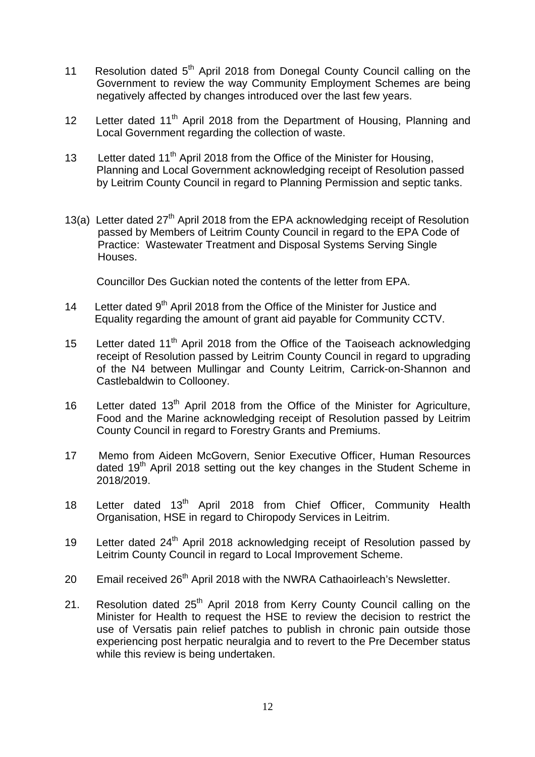11 Resolution dated 5th April 2018 from Donegal County Council calling on the Government to review the way Community Employment Schemes are being negatively affected by changes introduced over the last few years.

12 Letter dated 11th April 2018 from the Department of Housing, Planning and Local Government regarding the collection of waste.

13 Letter dated 11th April 2018 from the Office of the Minister for Housing, Planning and Local Government acknowledging receipt of Resolution passed by Leitrim County Council in regard to Planning Permission and septic tanks.

13(a) Letter dated 27th April 2018 from the EPA acknowledging receipt of Resolution passed by Members of Leitrim County Council in regard to the EPA Code of Practice: Wastewater Treatment and Disposal Systems Serving Single Houses.

Councillor Des Guckian noted the contents of the letter from EPA.

14 Letter dated 9th April 2018 from the Office of the Minister for Justice and Equality regarding the amount of grant aid payable for Community CCTV.

15 Letter dated 11th April 2018 from the Office of the Taoiseach acknowledging receipt of Resolution passed by Leitrim County Council in regard to upgrading of the N4 between Mullingar and County Leitrim, Carrick-on-Shannon and Castlebaldwin to Collooney.

16 Letter dated 13th April 2018 from the Office of the Minister for Agriculture, Food and the Marine acknowledging receipt of Resolution passed by Leitrim County Council in regard to Forestry Grants and Premiums.

17 Memo from Aideen McGovern, Senior Executive Officer, Human Resources dated 19th April 2018 setting out the key changes in the Student Scheme in 2018/2019.

18 Letter dated 13th April 2018 from Chief Officer, Community Health Organisation, HSE in regard to Chiropody Services in Leitrim.

19 Letter dated 24th April 2018 acknowledging receipt of Resolution passed by Leitrim County Council in regard to Local Improvement Scheme.

20 Email received 26th April 2018 with the NWRA Cathaoirleach's Newsletter.

21. Resolution dated 25th April 2018 from Kerry County Council calling on the Minister for Health to request the HSE to review the decision to restrict the use of Versatis pain relief patches to publish in chronic pain outside those experiencing post herpatic neuralgia and to revert to the Pre December status while this review is being undertaken.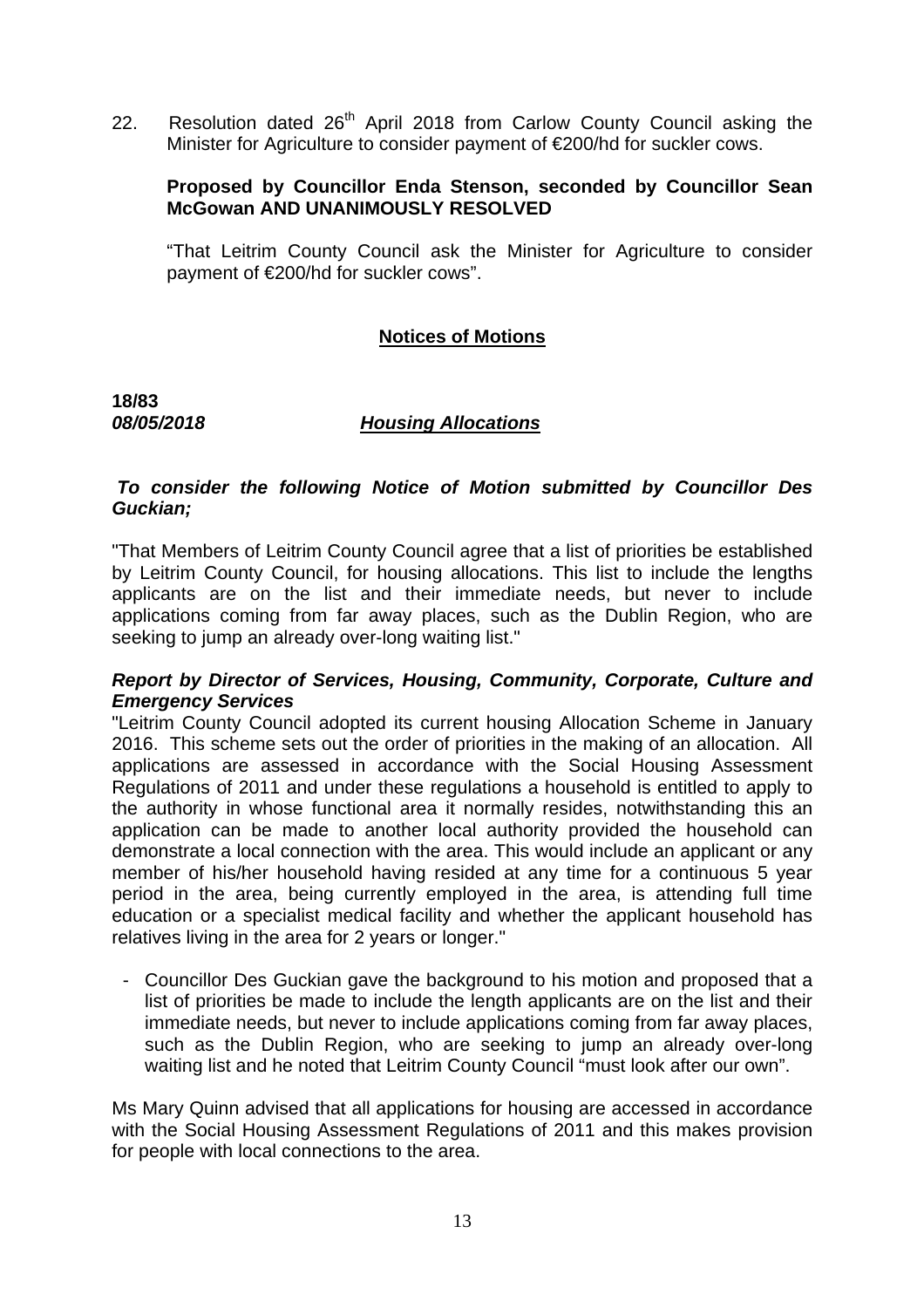22. Resolution dated 26th April 2018 from Carlow County Council asking the Minister for Agriculture to consider payment of €200/hd for suckler cows.

**Proposed by Councillor Enda Stenson, seconded by Councillor Sean McGowan AND UNANIMOUSLY RESOLVED**

"That Leitrim County Council ask the Minister for Agriculture to consider payment of €200/hd for suckler cows".

## Notices of Motions

**18/83**
***08/05/2018*** ***Housing Allocations***

***To consider the following Notice of Motion submitted by Councillor Des Guckian;***

"That Members of Leitrim County Council agree that a list of priorities be established by Leitrim County Council, for housing allocations. This list to include the lengths applicants are on the list and their immediate needs, but never to include applications coming from far away places, such as the Dublin Region, who are seeking to jump an already over-long waiting list."

***Report by Director of Services, Housing, Community, Corporate, Culture and Emergency Services***

"Leitrim County Council adopted its current housing Allocation Scheme in January 2016. This scheme sets out the order of priorities in the making of an allocation. All applications are assessed in accordance with the Social Housing Assessment Regulations of 2011 and under these regulations a household is entitled to apply to the authority in whose functional area it normally resides, notwithstanding this an application can be made to another local authority provided the household can demonstrate a local connection with the area. This would include an applicant or any member of his/her household having resided at any time for a continuous 5 year period in the area, being currently employed in the area, is attending full time education or a specialist medical facility and whether the applicant household has relatives living in the area for 2 years or longer."

- Councillor Des Guckian gave the background to his motion and proposed that a list of priorities be made to include the length applicants are on the list and their immediate needs, but never to include applications coming from far away places, such as the Dublin Region, who are seeking to jump an already over-long waiting list and he noted that Leitrim County Council "must look after our own".

Ms Mary Quinn advised that all applications for housing are accessed in accordance with the Social Housing Assessment Regulations of 2011 and this makes provision for people with local connections to the area.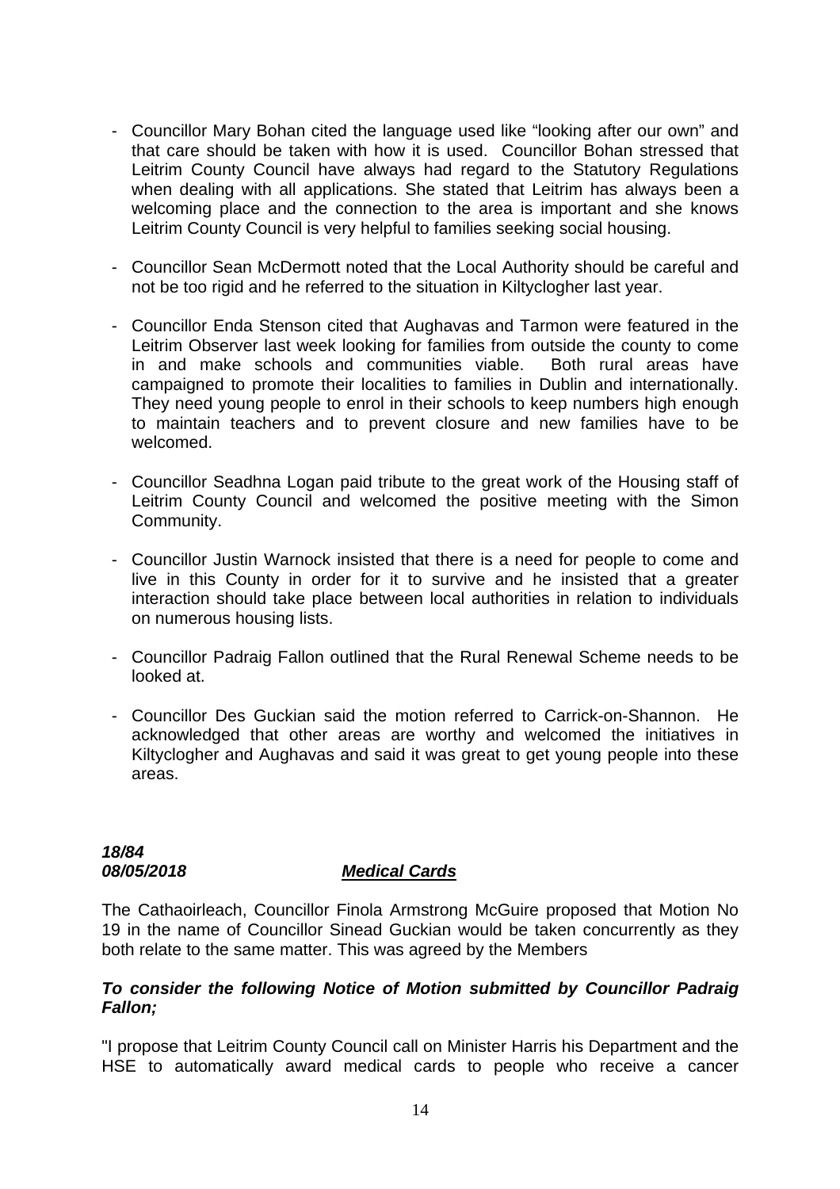- Councillor Mary Bohan cited the language used like “looking after our own” and that care should be taken with how it is used. Councillor Bohan stressed that Leitrim County Council have always had regard to the Statutory Regulations when dealing with all applications. She stated that Leitrim has always been a welcoming place and the connection to the area is important and she knows Leitrim County Council is very helpful to families seeking social housing.

- Councillor Sean McDermott noted that the Local Authority should be careful and not be too rigid and he referred to the situation in Kiltyclogher last year.

- Councillor Enda Stenson cited that Aughavas and Tarmon were featured in the Leitrim Observer last week looking for families from outside the county to come in and make schools and communities viable. Both rural areas have campaigned to promote their localities to families in Dublin and internationally. They need young people to enrol in their schools to keep numbers high enough to maintain teachers and to prevent closure and new families have to be welcomed.

- Councillor Seadhna Logan paid tribute to the great work of the Housing staff of Leitrim County Council and welcomed the positive meeting with the Simon Community.

- Councillor Justin Warnock insisted that there is a need for people to come and live in this County in order for it to survive and he insisted that a greater interaction should take place between local authorities in relation to individuals on numerous housing lists.

- Councillor Padraig Fallon outlined that the Rural Renewal Scheme needs to be looked at.

- Councillor Des Guckian said the motion referred to Carrick-on-Shannon. He acknowledged that other areas are worthy and welcomed the initiatives in Kiltyclogher and Aughavas and said it was great to get young people into these areas.

***18/84***
***08/05/2018*** ***<u>Medical Cards</u>***

The Cathaoirleach, Councillor Finola Armstrong McGuire proposed that Motion No 19 in the name of Councillor Sinead Guckian would be taken concurrently as they both relate to the same matter. This was agreed by the Members

***To consider the following Notice of Motion submitted by Councillor Padraig Fallon;***

"I propose that Leitrim County Council call on Minister Harris his Department and the HSE to automatically award medical cards to people who receive a cancer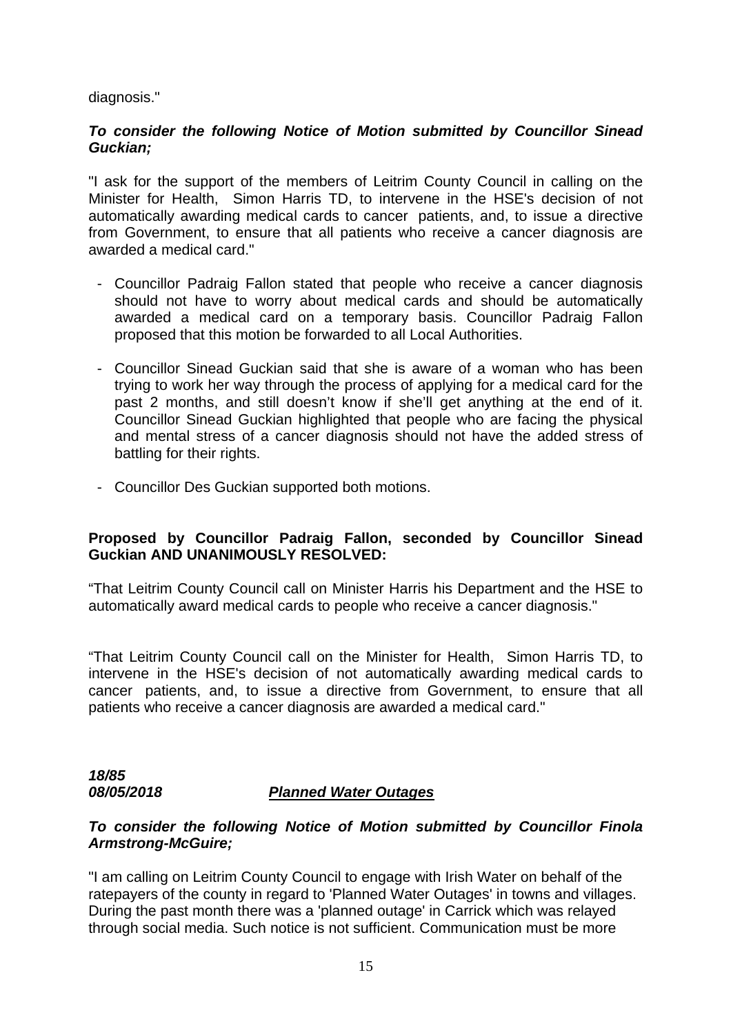diagnosis."

***To consider the following Notice of Motion submitted by Councillor Sinead Guckian;***

"I ask for the support of the members of Leitrim County Council in calling on the Minister for Health, Simon Harris TD, to intervene in the HSE's decision of not automatically awarding medical cards to cancer patients, and, to issue a directive from Government, to ensure that all patients who receive a cancer diagnosis are awarded a medical card."

- Councillor Padraig Fallon stated that people who receive a cancer diagnosis should not have to worry about medical cards and should be automatically awarded a medical card on a temporary basis. Councillor Padraig Fallon proposed that this motion be forwarded to all Local Authorities.

- Councillor Sinead Guckian said that she is aware of a woman who has been trying to work her way through the process of applying for a medical card for the past 2 months, and still doesn't know if she'll get anything at the end of it. Councillor Sinead Guckian highlighted that people who are facing the physical and mental stress of a cancer diagnosis should not have the added stress of battling for their rights.

- Councillor Des Guckian supported both motions.

**Proposed by Councillor Padraig Fallon, seconded by Councillor Sinead Guckian AND UNANIMOUSLY RESOLVED:**

"That Leitrim County Council call on Minister Harris his Department and the HSE to automatically award medical cards to people who receive a cancer diagnosis."

"That Leitrim County Council call on the Minister for Health, Simon Harris TD, to intervene in the HSE's decision of not automatically awarding medical cards to cancer patients, and, to issue a directive from Government, to ensure that all patients who receive a cancer diagnosis are awarded a medical card."

***18/85***
***08/05/2018*** ***Planned Water Outages***

***To consider the following Notice of Motion submitted by Councillor Finola Armstrong-McGuire;***

"I am calling on Leitrim County Council to engage with Irish Water on behalf of the ratepayers of the county in regard to 'Planned Water Outages' in towns and villages. During the past month there was a 'planned outage' in Carrick which was relayed through social media. Such notice is not sufficient. Communication must be more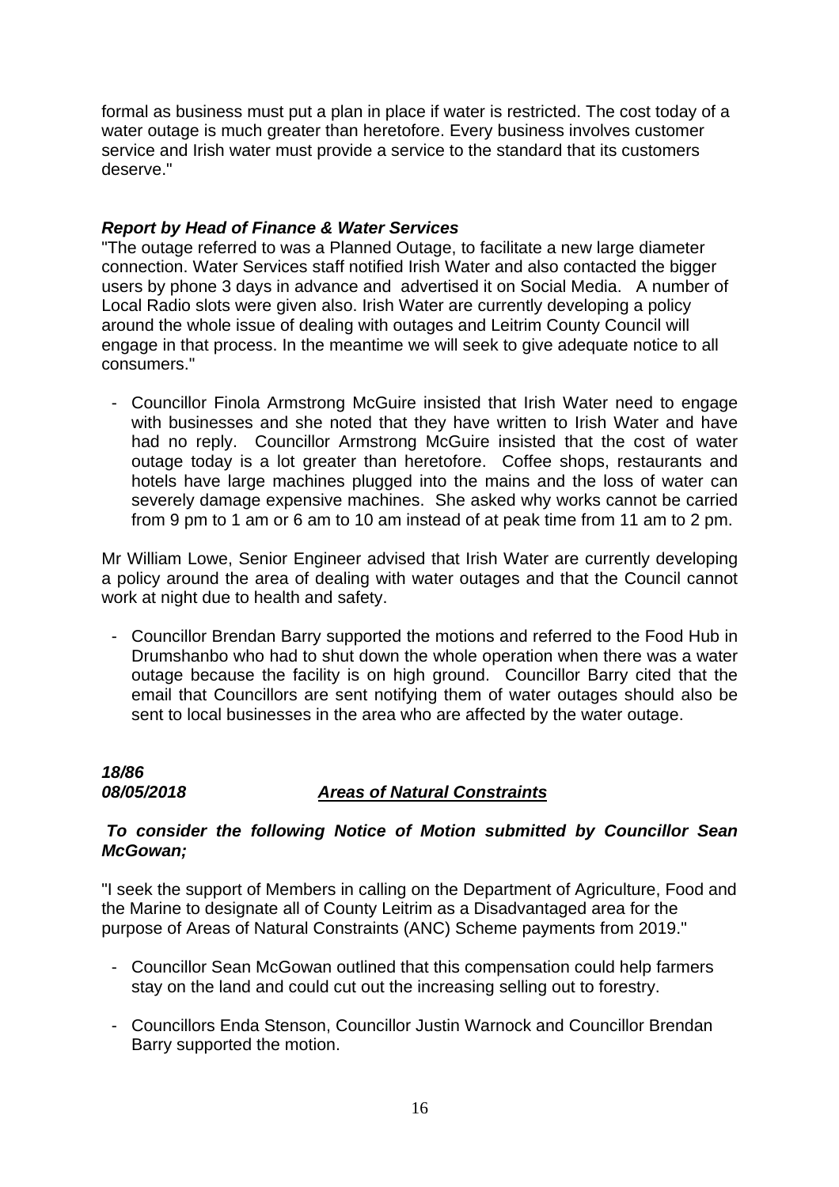formal as business must put a plan in place if water is restricted. The cost today of a water outage is much greater than heretofore. Every business involves customer service and Irish water must provide a service to the standard that its customers deserve."

***Report by Head of Finance & Water Services***

"The outage referred to was a Planned Outage, to facilitate a new large diameter connection. Water Services staff notified Irish Water and also contacted the bigger users by phone 3 days in advance and advertised it on Social Media. A number of Local Radio slots were given also. Irish Water are currently developing a policy around the whole issue of dealing with outages and Leitrim County Council will engage in that process. In the meantime we will seek to give adequate notice to all consumers."

- Councillor Finola Armstrong McGuire insisted that Irish Water need to engage with businesses and she noted that they have written to Irish Water and have had no reply. Councillor Armstrong McGuire insisted that the cost of water outage today is a lot greater than heretofore. Coffee shops, restaurants and hotels have large machines plugged into the mains and the loss of water can severely damage expensive machines. She asked why works cannot be carried from 9 pm to 1 am or 6 am to 10 am instead of at peak time from 11 am to 2 pm.

Mr William Lowe, Senior Engineer advised that Irish Water are currently developing a policy around the area of dealing with water outages and that the Council cannot work at night due to health and safety.

- Councillor Brendan Barry supported the motions and referred to the Food Hub in Drumshanbo who had to shut down the whole operation when there was a water outage because the facility is on high ground. Councillor Barry cited that the email that Councillors are sent notifying them of water outages should also be sent to local businesses in the area who are affected by the water outage.

***18/86***
***08/05/2018*** ***Areas of Natural Constraints***

***To consider the following Notice of Motion submitted by Councillor Sean McGowan;***

"I seek the support of Members in calling on the Department of Agriculture, Food and the Marine to designate all of County Leitrim as a Disadvantaged area for the purpose of Areas of Natural Constraints (ANC) Scheme payments from 2019."

- Councillor Sean McGowan outlined that this compensation could help farmers stay on the land and could cut out the increasing selling out to forestry.

- Councillors Enda Stenson, Councillor Justin Warnock and Councillor Brendan Barry supported the motion.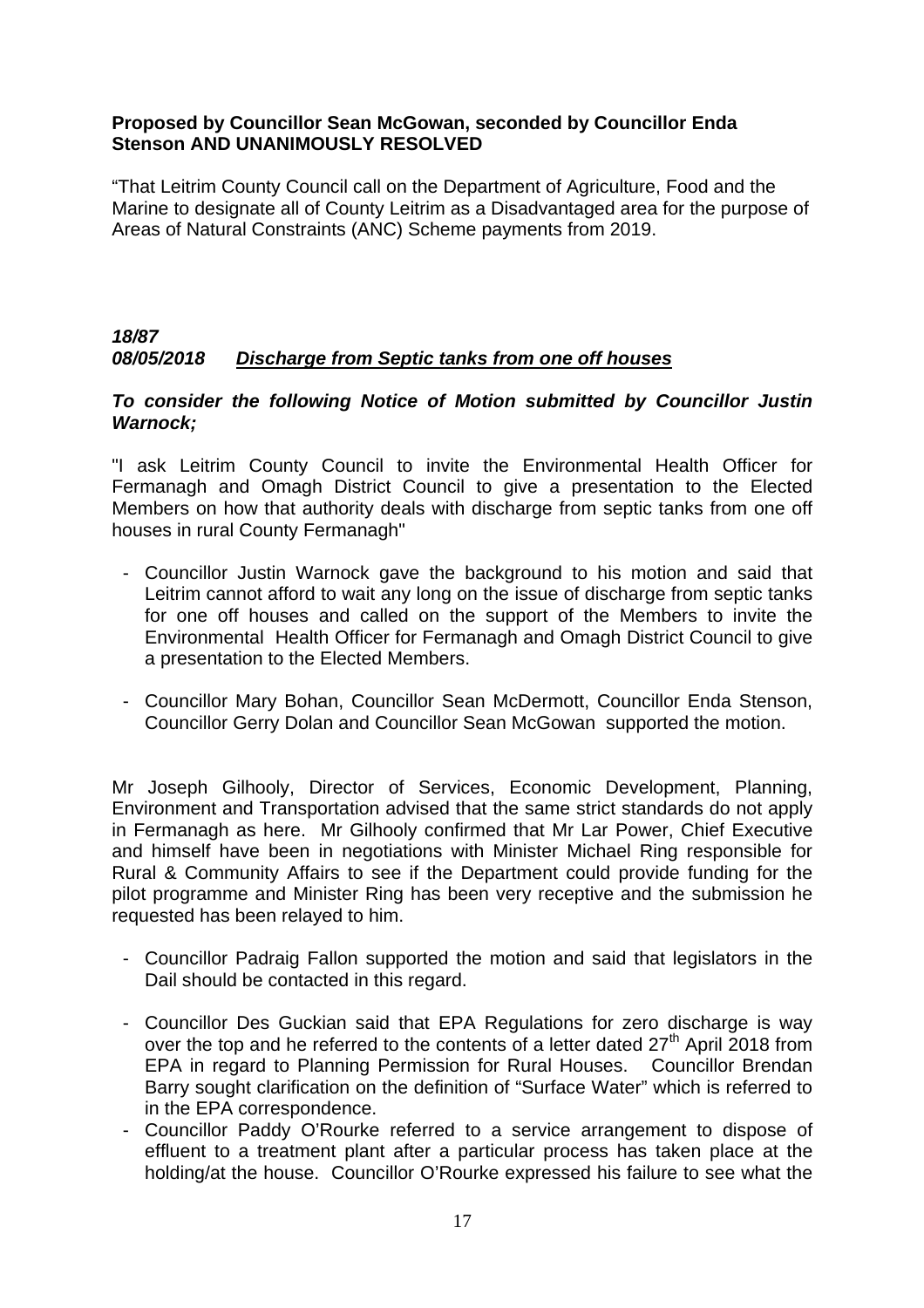**Proposed by Councillor Sean McGowan, seconded by Councillor Enda Stenson AND UNANIMOUSLY RESOLVED**

"That Leitrim County Council call on the Department of Agriculture, Food and the Marine to designate all of County Leitrim as a Disadvantaged area for the purpose of Areas of Natural Constraints (ANC) Scheme payments from 2019.

***18/87***
***08/05/2018 &nbsp;&nbsp;&nbsp; <u>Discharge from Septic tanks from one off houses</u>***

***To consider the following Notice of Motion submitted by Councillor Justin Warnock;***

"I ask Leitrim County Council to invite the Environmental Health Officer for Fermanagh and Omagh District Council to give a presentation to the Elected Members on how that authority deals with discharge from septic tanks from one off houses in rural County Fermanagh"

- Councillor Justin Warnock gave the background to his motion and said that Leitrim cannot afford to wait any long on the issue of discharge from septic tanks for one off houses and called on the support of the Members to invite the Environmental Health Officer for Fermanagh and Omagh District Council to give a presentation to the Elected Members.
- Councillor Mary Bohan, Councillor Sean McDermott, Councillor Enda Stenson, Councillor Gerry Dolan and Councillor Sean McGowan supported the motion.

Mr Joseph Gilhooly, Director of Services, Economic Development, Planning, Environment and Transportation advised that the same strict standards do not apply in Fermanagh as here. Mr Gilhooly confirmed that Mr Lar Power, Chief Executive and himself have been in negotiations with Minister Michael Ring responsible for Rural & Community Affairs to see if the Department could provide funding for the pilot programme and Minister Ring has been very receptive and the submission he requested has been relayed to him.

- Councillor Padraig Fallon supported the motion and said that legislators in the Dail should be contacted in this regard.
- Councillor Des Guckian said that EPA Regulations for zero discharge is way over the top and he referred to the contents of a letter dated 27th April 2018 from EPA in regard to Planning Permission for Rural Houses. Councillor Brendan Barry sought clarification on the definition of "Surface Water" which is referred to in the EPA correspondence.
- Councillor Paddy O'Rourke referred to a service arrangement to dispose of effluent to a treatment plant after a particular process has taken place at the holding/at the house. Councillor O'Rourke expressed his failure to see what the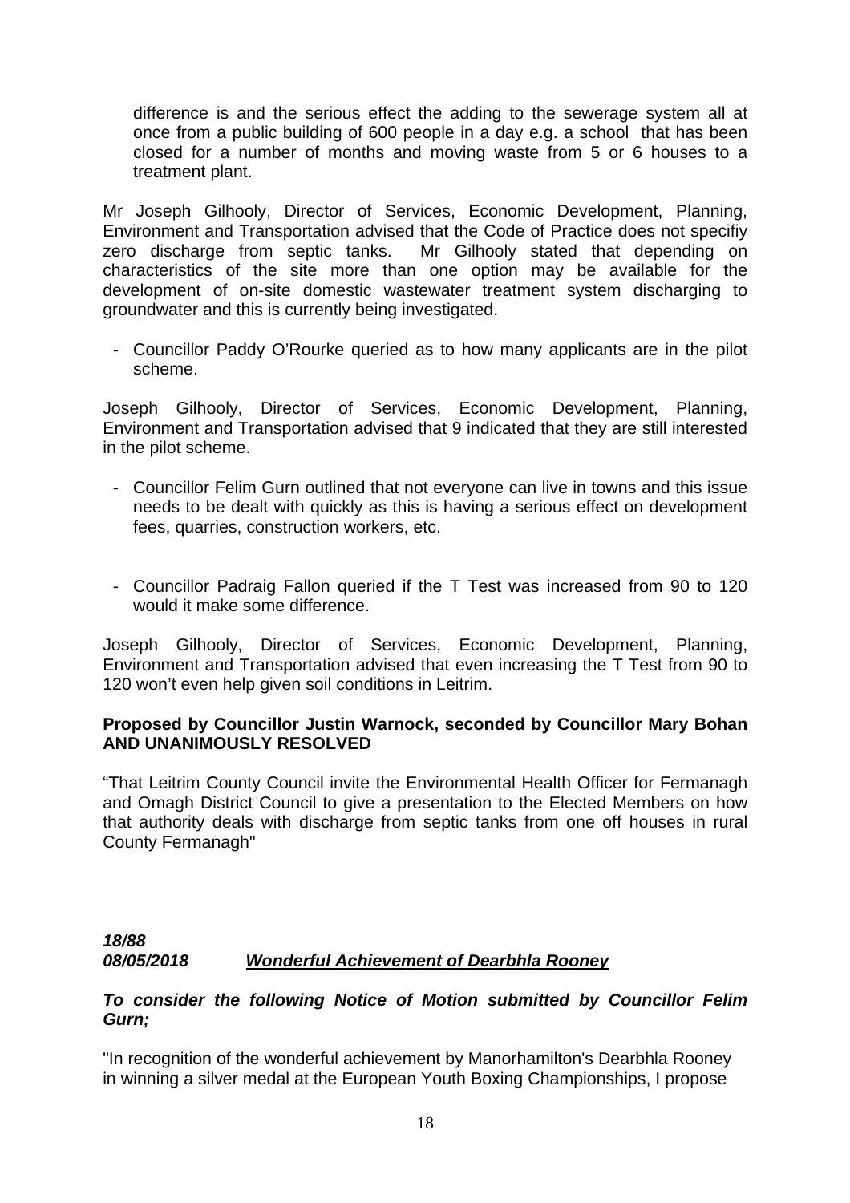difference is and the serious effect the adding to the sewerage system all at once from a public building of 600 people in a day e.g. a school that has been closed for a number of months and moving waste from 5 or 6 houses to a treatment plant.

Mr Joseph Gilhooly, Director of Services, Economic Development, Planning, Environment and Transportation advised that the Code of Practice does not specifiy zero discharge from septic tanks. Mr Gilhooly stated that depending on characteristics of the site more than one option may be available for the development of on-site domestic wastewater treatment system discharging to groundwater and this is currently being investigated.

- Councillor Paddy O'Rourke queried as to how many applicants are in the pilot scheme.

Joseph Gilhooly, Director of Services, Economic Development, Planning, Environment and Transportation advised that 9 indicated that they are still interested in the pilot scheme.

- Councillor Felim Gurn outlined that not everyone can live in towns and this issue needs to be dealt with quickly as this is having a serious effect on development fees, quarries, construction workers, etc.

- Councillor Padraig Fallon queried if the T Test was increased from 90 to 120 would it make some difference.

Joseph Gilhooly, Director of Services, Economic Development, Planning, Environment and Transportation advised that even increasing the T Test from 90 to 120 won't even help given soil conditions in Leitrim.

**Proposed by Councillor Justin Warnock, seconded by Councillor Mary Bohan AND UNANIMOUSLY RESOLVED**

"That Leitrim County Council invite the Environmental Health Officer for Fermanagh and Omagh District Council to give a presentation to the Elected Members on how that authority deals with discharge from septic tanks from one off houses in rural County Fermanagh"

***18/88***
***08/05/2018*** ***<u>Wonderful Achievement of Dearbhla Rooney</u>***

***To consider the following Notice of Motion submitted by Councillor Felim Gurn;***

"In recognition of the wonderful achievement by Manorhamilton's Dearbhla Rooney in winning a silver medal at the European Youth Boxing Championships, I propose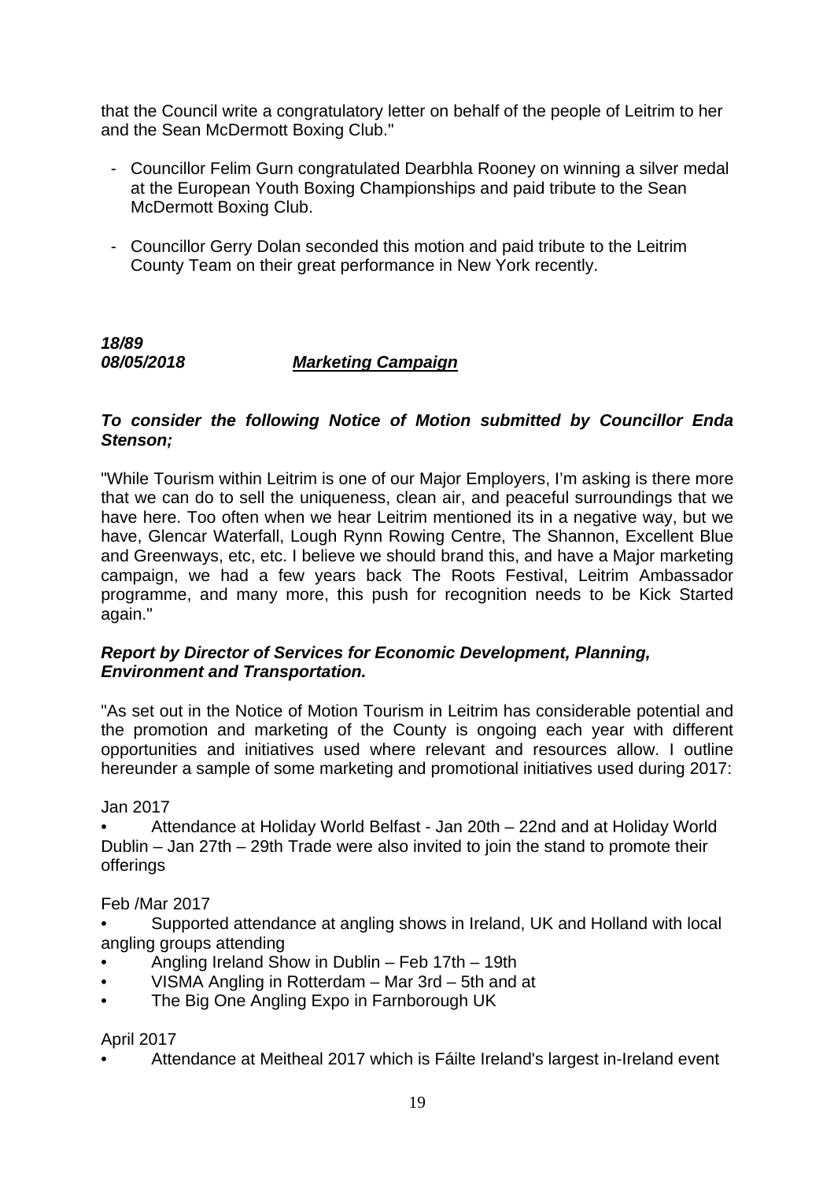that the Council write a congratulatory letter on behalf of the people of Leitrim to her and the Sean McDermott Boxing Club."

- Councillor Felim Gurn congratulated Dearbhla Rooney on winning a silver medal at the European Youth Boxing Championships and paid tribute to the Sean McDermott Boxing Club.

- Councillor Gerry Dolan seconded this motion and paid tribute to the Leitrim County Team on their great performance in New York recently.

***18/89***
***08/05/2018*** ***Marketing Campaign***

***To consider the following Notice of Motion submitted by Councillor Enda Stenson;***

"While Tourism within Leitrim is one of our Major Employers, I'm asking is there more that we can do to sell the uniqueness, clean air, and peaceful surroundings that we have here. Too often when we hear Leitrim mentioned its in a negative way, but we have, Glencar Waterfall, Lough Rynn Rowing Centre, The Shannon, Excellent Blue and Greenways, etc, etc. I believe we should brand this, and have a Major marketing campaign, we had a few years back The Roots Festival, Leitrim Ambassador programme, and many more, this push for recognition needs to be Kick Started again."

***Report by Director of Services for Economic Development, Planning, Environment and Transportation.***

"As set out in the Notice of Motion Tourism in Leitrim has considerable potential and the promotion and marketing of the County is ongoing each year with different opportunities and initiatives used where relevant and resources allow. I outline hereunder a sample of some marketing and promotional initiatives used during 2017:

Jan 2017

- Attendance at Holiday World Belfast - Jan 20th – 22nd and at Holiday World Dublin – Jan 27th – 29th Trade were also invited to join the stand to promote their offerings

Feb /Mar 2017

- Supported attendance at angling shows in Ireland, UK and Holland with local angling groups attending
- Angling Ireland Show in Dublin – Feb 17th – 19th
- VISMA Angling in Rotterdam – Mar 3rd – 5th and at
- The Big One Angling Expo in Farnborough UK

April 2017

- Attendance at Meitheal 2017 which is Fáilte Ireland's largest in-Ireland event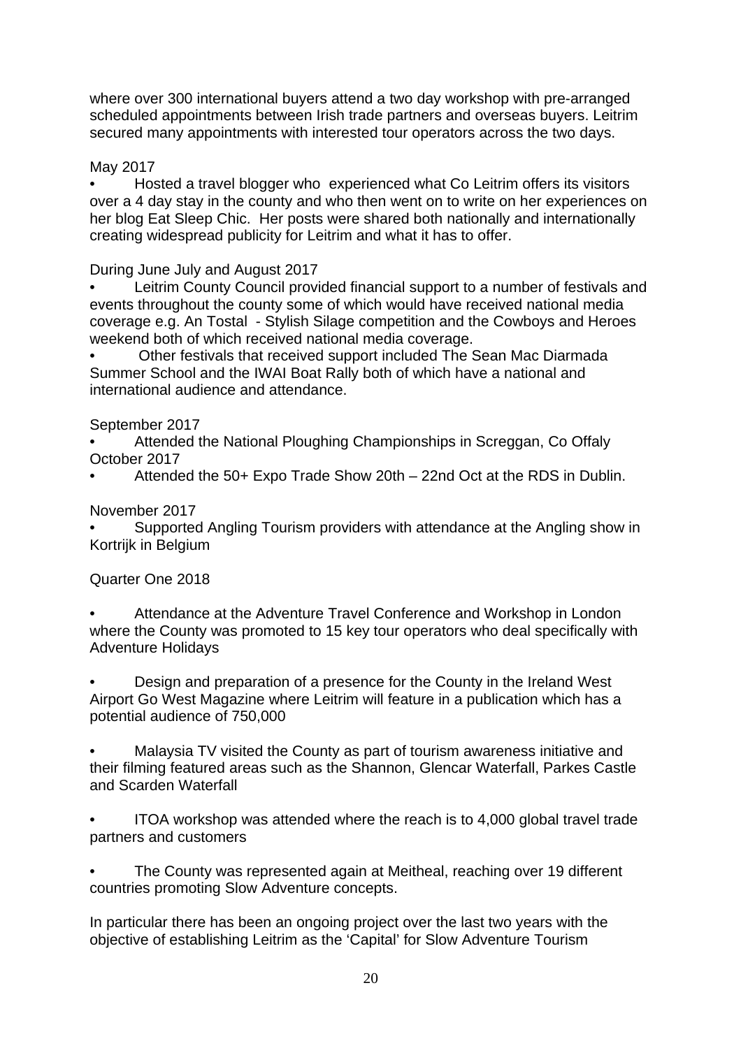where over 300 international buyers attend a two day workshop with pre-arranged scheduled appointments between Irish trade partners and overseas buyers. Leitrim secured many appointments with interested tour operators across the two days.

May 2017

- Hosted a travel blogger who experienced what Co Leitrim offers its visitors over a 4 day stay in the county and who then went on to write on her experiences on her blog Eat Sleep Chic. Her posts were shared both nationally and internationally creating widespread publicity for Leitrim and what it has to offer.

During June July and August 2017

- Leitrim County Council provided financial support to a number of festivals and events throughout the county some of which would have received national media coverage e.g. An Tostal - Stylish Silage competition and the Cowboys and Heroes weekend both of which received national media coverage.
- Other festivals that received support included The Sean Mac Diarmada Summer School and the IWAI Boat Rally both of which have a national and international audience and attendance.

September 2017

- Attended the National Ploughing Championships in Screggan, Co Offaly

October 2017

- Attended the 50+ Expo Trade Show 20th – 22nd Oct at the RDS in Dublin.

November 2017

- Supported Angling Tourism providers with attendance at the Angling show in Kortrijk in Belgium

Quarter One 2018

- Attendance at the Adventure Travel Conference and Workshop in London where the County was promoted to 15 key tour operators who deal specifically with Adventure Holidays

- Design and preparation of a presence for the County in the Ireland West Airport Go West Magazine where Leitrim will feature in a publication which has a potential audience of 750,000

- Malaysia TV visited the County as part of tourism awareness initiative and their filming featured areas such as the Shannon, Glencar Waterfall, Parkes Castle and Scarden Waterfall

- ITOA workshop was attended where the reach is to 4,000 global travel trade partners and customers

- The County was represented again at Meitheal, reaching over 19 different countries promoting Slow Adventure concepts.

In particular there has been an ongoing project over the last two years with the objective of establishing Leitrim as the 'Capital' for Slow Adventure Tourism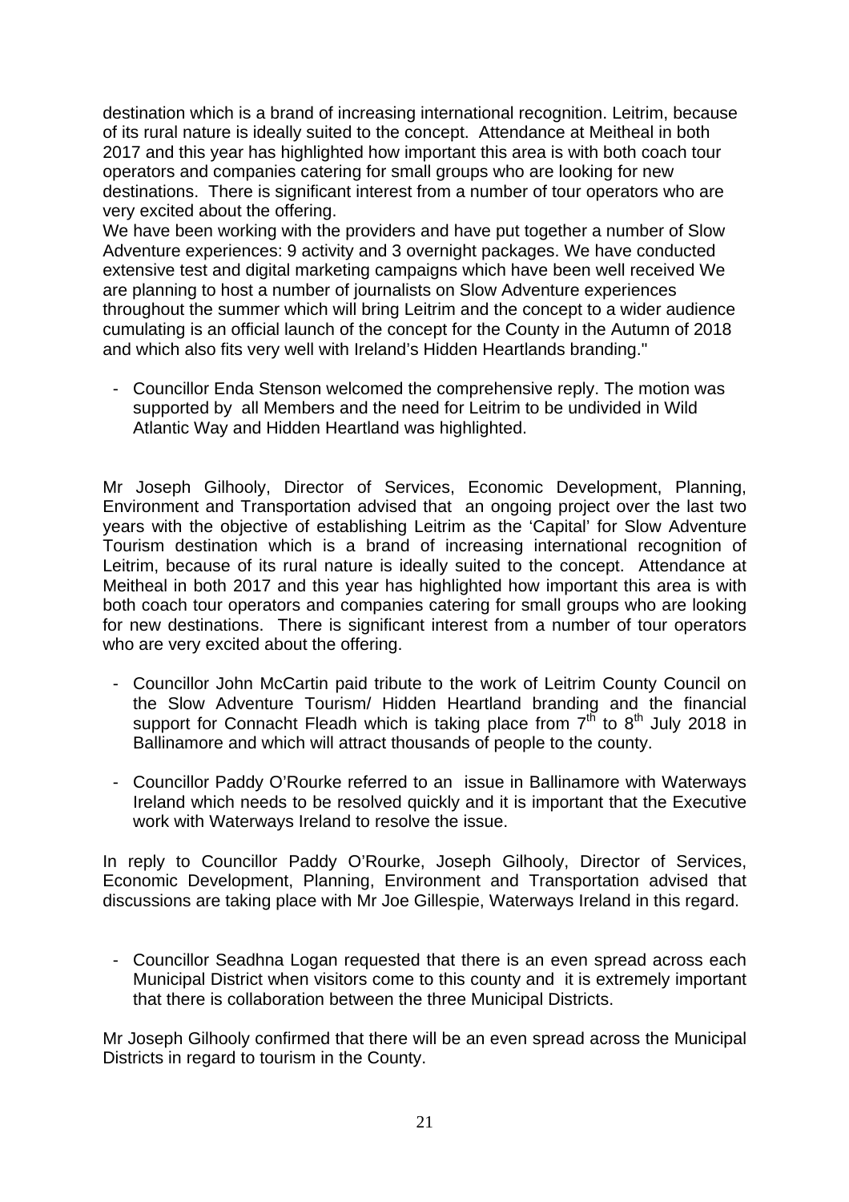destination which is a brand of increasing international recognition. Leitrim, because of its rural nature is ideally suited to the concept. Attendance at Meitheal in both 2017 and this year has highlighted how important this area is with both coach tour operators and companies catering for small groups who are looking for new destinations. There is significant interest from a number of tour operators who are very excited about the offering.

We have been working with the providers and have put together a number of Slow Adventure experiences: 9 activity and 3 overnight packages. We have conducted extensive test and digital marketing campaigns which have been well received We are planning to host a number of journalists on Slow Adventure experiences throughout the summer which will bring Leitrim and the concept to a wider audience cumulating is an official launch of the concept for the County in the Autumn of 2018 and which also fits very well with Ireland's Hidden Heartlands branding."

- Councillor Enda Stenson welcomed the comprehensive reply. The motion was supported by all Members and the need for Leitrim to be undivided in Wild Atlantic Way and Hidden Heartland was highlighted.

Mr Joseph Gilhooly, Director of Services, Economic Development, Planning, Environment and Transportation advised that an ongoing project over the last two years with the objective of establishing Leitrim as the 'Capital' for Slow Adventure Tourism destination which is a brand of increasing international recognition of Leitrim, because of its rural nature is ideally suited to the concept. Attendance at Meitheal in both 2017 and this year has highlighted how important this area is with both coach tour operators and companies catering for small groups who are looking for new destinations. There is significant interest from a number of tour operators who are very excited about the offering.

- Councillor John McCartin paid tribute to the work of Leitrim County Council on the Slow Adventure Tourism/ Hidden Heartland branding and the financial support for Connacht Fleadh which is taking place from 7th to 8th July 2018 in Ballinamore and which will attract thousands of people to the county.

- Councillor Paddy O'Rourke referred to an issue in Ballinamore with Waterways Ireland which needs to be resolved quickly and it is important that the Executive work with Waterways Ireland to resolve the issue.

In reply to Councillor Paddy O'Rourke, Joseph Gilhooly, Director of Services, Economic Development, Planning, Environment and Transportation advised that discussions are taking place with Mr Joe Gillespie, Waterways Ireland in this regard.

- Councillor Seadhna Logan requested that there is an even spread across each Municipal District when visitors come to this county and it is extremely important that there is collaboration between the three Municipal Districts.

Mr Joseph Gilhooly confirmed that there will be an even spread across the Municipal Districts in regard to tourism in the County.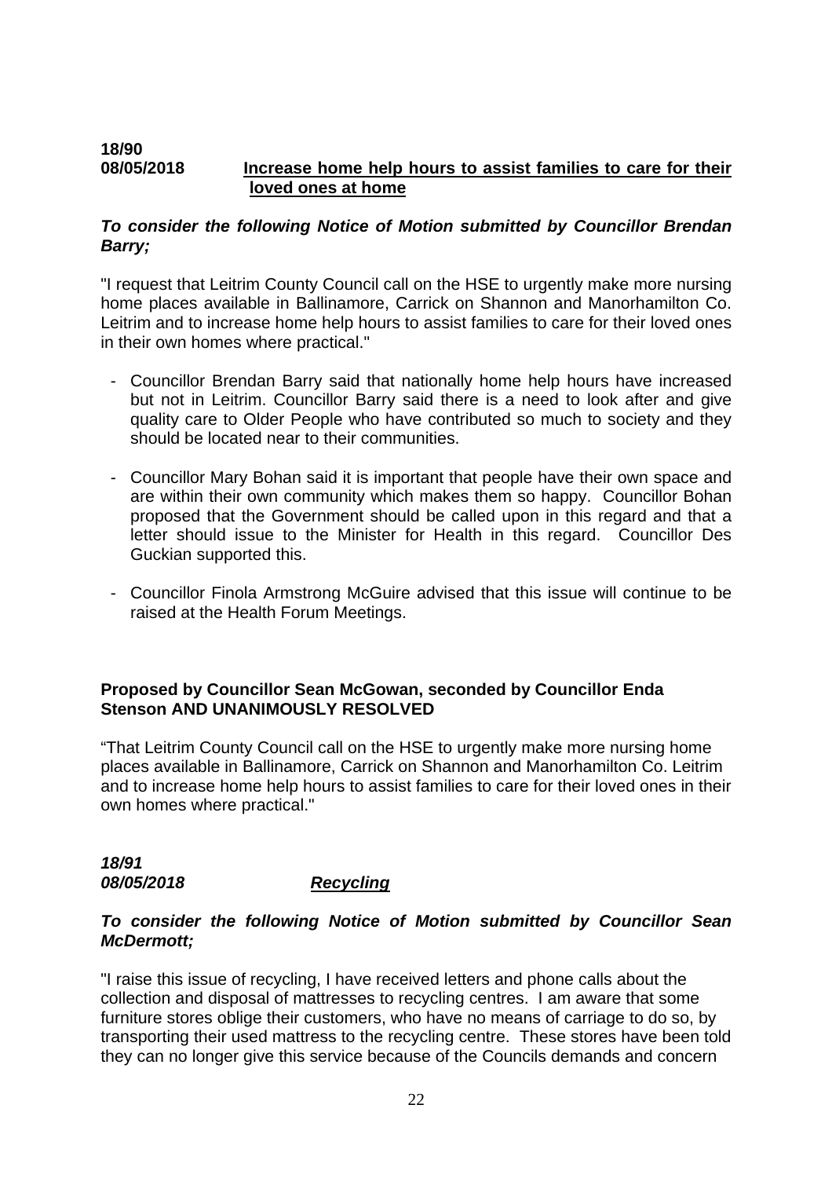**18/90**
**08/05/2018** **<u>Increase home help hours to assist families to care for their loved ones at home</u>**

***To consider the following Notice of Motion submitted by Councillor Brendan Barry;***

"I request that Leitrim County Council call on the HSE to urgently make more nursing home places available in Ballinamore, Carrick on Shannon and Manorhamilton Co. Leitrim and to increase home help hours to assist families to care for their loved ones in their own homes where practical."

- Councillor Brendan Barry said that nationally home help hours have increased but not in Leitrim. Councillor Barry said there is a need to look after and give quality care to Older People who have contributed so much to society and they should be located near to their communities.

- Councillor Mary Bohan said it is important that people have their own space and are within their own community which makes them so happy. Councillor Bohan proposed that the Government should be called upon in this regard and that a letter should issue to the Minister for Health in this regard. Councillor Des Guckian supported this.

- Councillor Finola Armstrong McGuire advised that this issue will continue to be raised at the Health Forum Meetings.

**Proposed by Councillor Sean McGowan, seconded by Councillor Enda Stenson AND UNANIMOUSLY RESOLVED**

"That Leitrim County Council call on the HSE to urgently make more nursing home places available in Ballinamore, Carrick on Shannon and Manorhamilton Co. Leitrim and to increase home help hours to assist families to care for their loved ones in their own homes where practical."

***18/91***
***08/05/2018*** ***<u>Recycling</u>***

***To consider the following Notice of Motion submitted by Councillor Sean McDermott;***

"I raise this issue of recycling, I have received letters and phone calls about the collection and disposal of mattresses to recycling centres. I am aware that some furniture stores oblige their customers, who have no means of carriage to do so, by transporting their used mattress to the recycling centre. These stores have been told they can no longer give this service because of the Councils demands and concern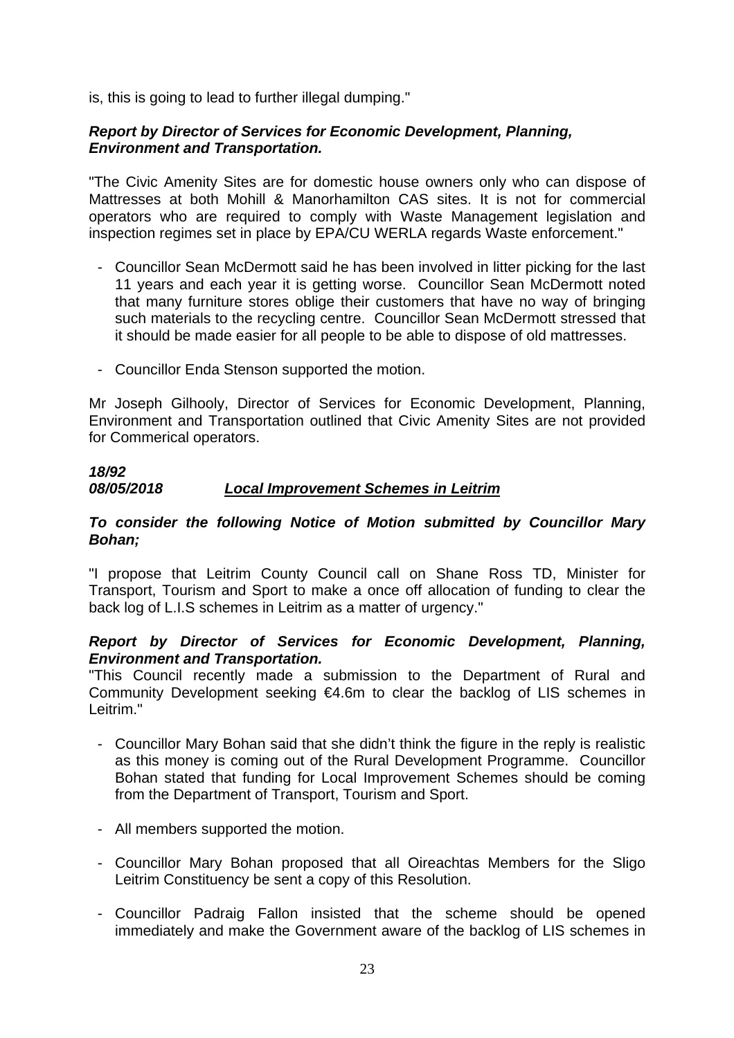is, this is going to lead to further illegal dumping."

***Report by Director of Services for Economic Development, Planning, Environment and Transportation.***

"The Civic Amenity Sites are for domestic house owners only who can dispose of Mattresses at both Mohill & Manorhamilton CAS sites. It is not for commercial operators who are required to comply with Waste Management legislation and inspection regimes set in place by EPA/CU WERLA regards Waste enforcement."

- Councillor Sean McDermott said he has been involved in litter picking for the last 11 years and each year it is getting worse. Councillor Sean McDermott noted that many furniture stores oblige their customers that have no way of bringing such materials to the recycling centre. Councillor Sean McDermott stressed that it should be made easier for all people to be able to dispose of old mattresses.

- Councillor Enda Stenson supported the motion.

Mr Joseph Gilhooly, Director of Services for Economic Development, Planning, Environment and Transportation outlined that Civic Amenity Sites are not provided for Commerical operators.

***18/92***
***08/05/2018*** ***<u>Local Improvement Schemes in Leitrim</u>***

***To consider the following Notice of Motion submitted by Councillor Mary Bohan;***

"I propose that Leitrim County Council call on Shane Ross TD, Minister for Transport, Tourism and Sport to make a once off allocation of funding to clear the back log of L.I.S schemes in Leitrim as a matter of urgency."

***Report by Director of Services for Economic Development, Planning, Environment and Transportation.***

"This Council recently made a submission to the Department of Rural and Community Development seeking €4.6m to clear the backlog of LIS schemes in Leitrim."

- Councillor Mary Bohan said that she didn't think the figure in the reply is realistic as this money is coming out of the Rural Development Programme. Councillor Bohan stated that funding for Local Improvement Schemes should be coming from the Department of Transport, Tourism and Sport.

- All members supported the motion.

- Councillor Mary Bohan proposed that all Oireachtas Members for the Sligo Leitrim Constituency be sent a copy of this Resolution.

- Councillor Padraig Fallon insisted that the scheme should be opened immediately and make the Government aware of the backlog of LIS schemes in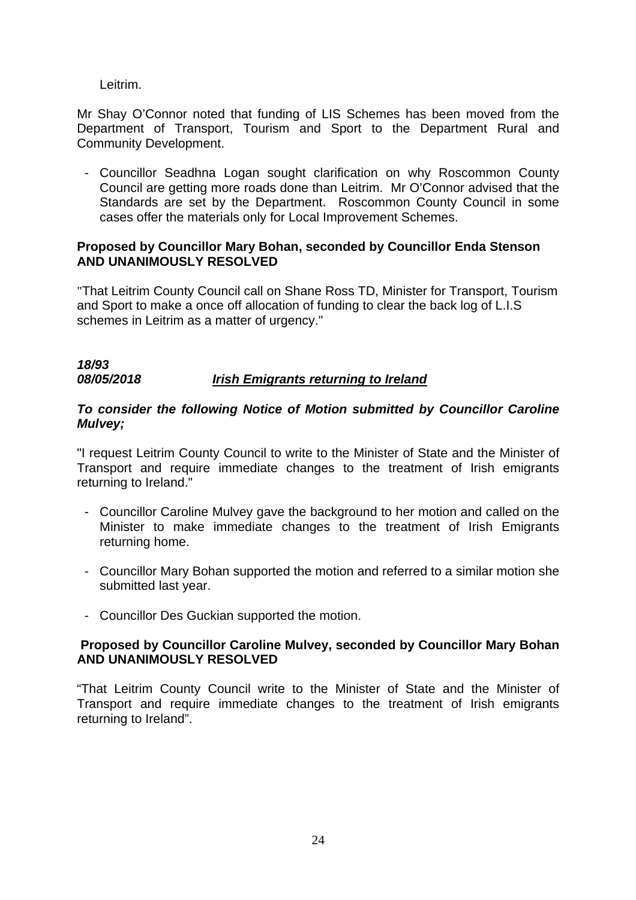Leitrim.

Mr Shay O'Connor noted that funding of LIS Schemes has been moved from the Department of Transport, Tourism and Sport to the Department Rural and Community Development.

- Councillor Seadhna Logan sought clarification on why Roscommon County Council are getting more roads done than Leitrim. Mr O'Connor advised that the Standards are set by the Department. Roscommon County Council in some cases offer the materials only for Local Improvement Schemes.

**Proposed by Councillor Mary Bohan, seconded by Councillor Enda Stenson AND UNANIMOUSLY RESOLVED**

"That Leitrim County Council call on Shane Ross TD, Minister for Transport, Tourism and Sport to make a once off allocation of funding to clear the back log of L.I.S schemes in Leitrim as a matter of urgency."

***18/93***
***08/05/2018*** ***Irish Emigrants returning to Ireland***

***To consider the following Notice of Motion submitted by Councillor Caroline Mulvey;***

"I request Leitrim County Council to write to the Minister of State and the Minister of Transport and require immediate changes to the treatment of Irish emigrants returning to Ireland."

- Councillor Caroline Mulvey gave the background to her motion and called on the Minister to make immediate changes to the treatment of Irish Emigrants returning home.

- Councillor Mary Bohan supported the motion and referred to a similar motion she submitted last year.

- Councillor Des Guckian supported the motion.

**Proposed by Councillor Caroline Mulvey, seconded by Councillor Mary Bohan AND UNANIMOUSLY RESOLVED**

"That Leitrim County Council write to the Minister of State and the Minister of Transport and require immediate changes to the treatment of Irish emigrants returning to Ireland".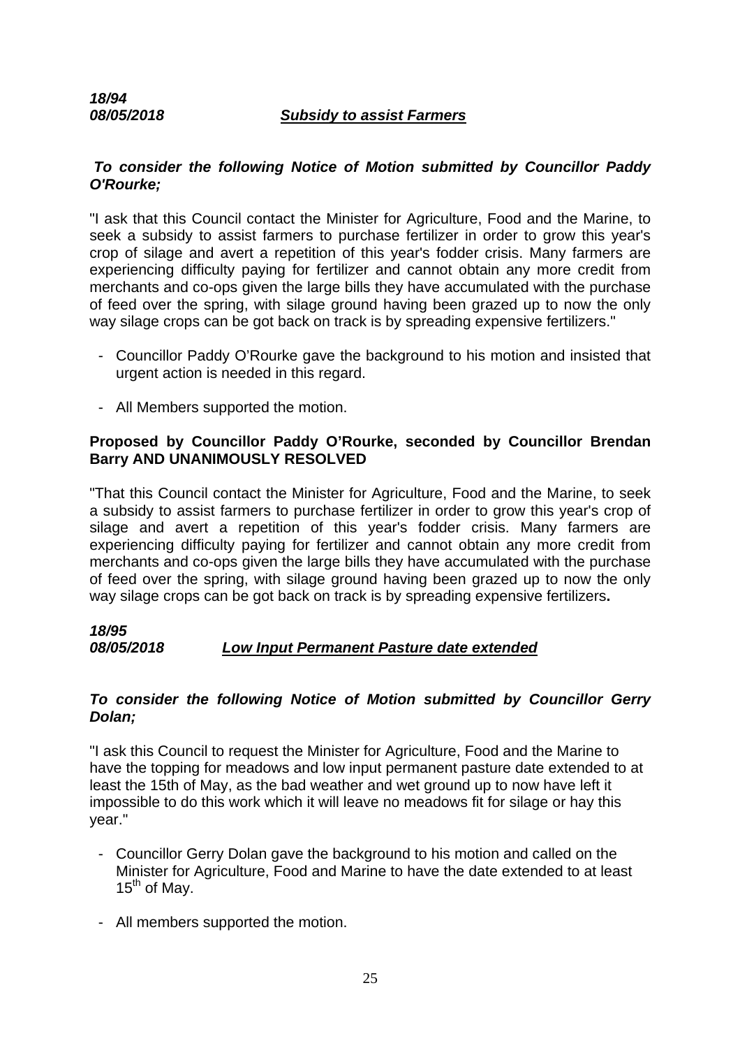***18/94***
***08/05/2018*** ***Subsidy to assist Farmers***

***To consider the following Notice of Motion submitted by Councillor Paddy O'Rourke;***

"I ask that this Council contact the Minister for Agriculture, Food and the Marine, to seek a subsidy to assist farmers to purchase fertilizer in order to grow this year's crop of silage and avert a repetition of this year's fodder crisis. Many farmers are experiencing difficulty paying for fertilizer and cannot obtain any more credit from merchants and co-ops given the large bills they have accumulated with the purchase of feed over the spring, with silage ground having been grazed up to now the only way silage crops can be got back on track is by spreading expensive fertilizers."

- Councillor Paddy O'Rourke gave the background to his motion and insisted that urgent action is needed in this regard.

- All Members supported the motion.

**Proposed by Councillor Paddy O'Rourke, seconded by Councillor Brendan Barry AND UNANIMOUSLY RESOLVED**

"That this Council contact the Minister for Agriculture, Food and the Marine, to seek a subsidy to assist farmers to purchase fertilizer in order to grow this year's crop of silage and avert a repetition of this year's fodder crisis. Many farmers are experiencing difficulty paying for fertilizer and cannot obtain any more credit from merchants and co-ops given the large bills they have accumulated with the purchase of feed over the spring, with silage ground having been grazed up to now the only way silage crops can be got back on track is by spreading expensive fertilizers**.**

***18/95***
***08/05/2018*** ***Low Input Permanent Pasture date extended***

***To consider the following Notice of Motion submitted by Councillor Gerry Dolan;***

"I ask this Council to request the Minister for Agriculture, Food and the Marine to have the topping for meadows and low input permanent pasture date extended to at least the 15th of May, as the bad weather and wet ground up to now have left it impossible to do this work which it will leave no meadows fit for silage or hay this year."

- Councillor Gerry Dolan gave the background to his motion and called on the Minister for Agriculture, Food and Marine to have the date extended to at least 15th of May.

- All members supported the motion.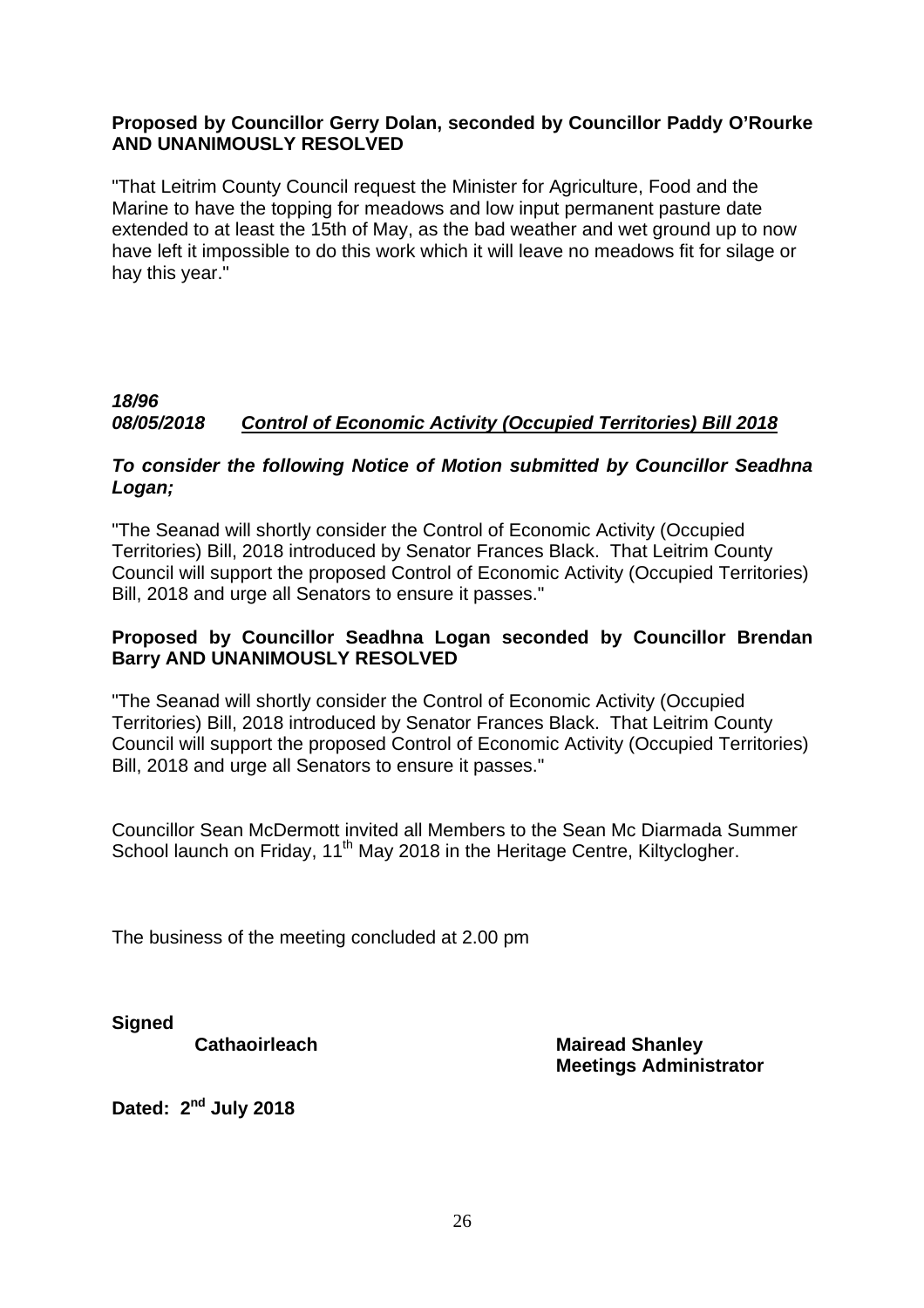**Proposed by Councillor Gerry Dolan, seconded by Councillor Paddy O'Rourke AND UNANIMOUSLY RESOLVED**

"That Leitrim County Council request the Minister for Agriculture, Food and the Marine to have the topping for meadows and low input permanent pasture date extended to at least the 15th of May, as the bad weather and wet ground up to now have left it impossible to do this work which it will leave no meadows fit for silage or hay this year."

***18/96***
***08/05/2018 &nbsp;&nbsp;&nbsp; <u>Control of Economic Activity (Occupied Territories) Bill 2018</u>***

***To consider the following Notice of Motion submitted by Councillor Seadhna Logan;***

"The Seanad will shortly consider the Control of Economic Activity (Occupied Territories) Bill, 2018 introduced by Senator Frances Black. That Leitrim County Council will support the proposed Control of Economic Activity (Occupied Territories) Bill, 2018 and urge all Senators to ensure it passes."

**Proposed by Councillor Seadhna Logan seconded by Councillor Brendan Barry AND UNANIMOUSLY RESOLVED**

"The Seanad will shortly consider the Control of Economic Activity (Occupied Territories) Bill, 2018 introduced by Senator Frances Black. That Leitrim County Council will support the proposed Control of Economic Activity (Occupied Territories) Bill, 2018 and urge all Senators to ensure it passes."

Councillor Sean McDermott invited all Members to the Sean Mc Diarmada Summer School launch on Friday, 11th May 2018 in the Heritage Centre, Kiltyclogher.

The business of the meeting concluded at 2.00 pm

**Signed**

**Cathaoirleach** &nbsp;&nbsp;&nbsp;&nbsp;&nbsp;&nbsp;&nbsp;&nbsp; **Mairead Shanley**
**Meetings Administrator**

**Dated: 2nd July 2018**